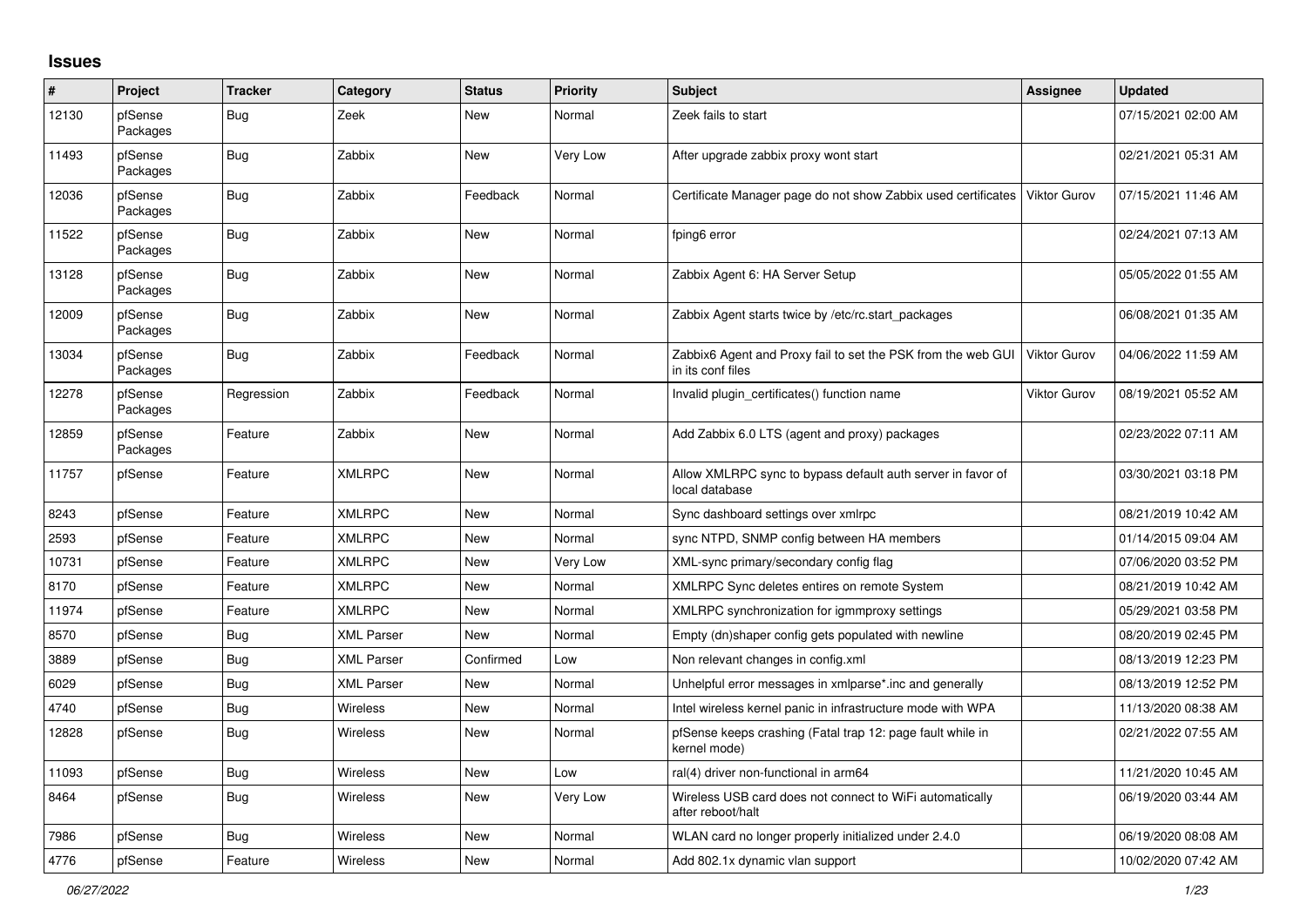## Issues

| # | Project | Tracker | Category | Status | Priority | Subject | Assignee | Updated |
|---|---|---|---|---|---|---|---|---|
| 12130 | pfSense Packages | Bug | Zeek | New | Normal | Zeek fails to start | | 07/15/2021 02:00 AM |
| 11493 | pfSense Packages | Bug | Zabbix | New | Very Low | After upgrade zabbix proxy wont start | | 02/21/2021 05:31 AM |
| 12036 | pfSense Packages | Bug | Zabbix | Feedback | Normal | Certificate Manager page do not show Zabbix used certificates | Viktor Gurov | 07/15/2021 11:46 AM |
| 11522 | pfSense Packages | Bug | Zabbix | New | Normal | fping6 error | | 02/24/2021 07:13 AM |
| 13128 | pfSense Packages | Bug | Zabbix | New | Normal | Zabbix Agent 6: HA Server Setup | | 05/05/2022 01:55 AM |
| 12009 | pfSense Packages | Bug | Zabbix | New | Normal | Zabbix Agent starts twice by /etc/rc.start_packages | | 06/08/2021 01:35 AM |
| 13034 | pfSense Packages | Bug | Zabbix | Feedback | Normal | Zabbix6 Agent and Proxy fail to set the PSK from the web GUI in its conf files | Viktor Gurov | 04/06/2022 11:59 AM |
| 12278 | pfSense Packages | Regression | Zabbix | Feedback | Normal | Invalid plugin_certificates() function name | Viktor Gurov | 08/19/2021 05:52 AM |
| 12859 | pfSense Packages | Feature | Zabbix | New | Normal | Add Zabbix 6.0 LTS (agent and proxy) packages | | 02/23/2022 07:11 AM |
| 11757 | pfSense | Feature | XMLRPC | New | Normal | Allow XMLRPC sync to bypass default auth server in favor of local database | | 03/30/2021 03:18 PM |
| 8243 | pfSense | Feature | XMLRPC | New | Normal | Sync dashboard settings over xmlrpc | | 08/21/2019 10:42 AM |
| 2593 | pfSense | Feature | XMLRPC | New | Normal | sync NTPD, SNMP config between HA members | | 01/14/2015 09:04 AM |
| 10731 | pfSense | Feature | XMLRPC | New | Very Low | XML-sync primary/secondary config flag | | 07/06/2020 03:52 PM |
| 8170 | pfSense | Feature | XMLRPC | New | Normal | XMLRPC Sync deletes entires on remote System | | 08/21/2019 10:42 AM |
| 11974 | pfSense | Feature | XMLRPC | New | Normal | XMLRPC synchronization for igmmproxy settings | | 05/29/2021 03:58 PM |
| 8570 | pfSense | Bug | XML Parser | New | Normal | Empty (dn)shaper config gets populated with newline | | 08/20/2019 02:45 PM |
| 3889 | pfSense | Bug | XML Parser | Confirmed | Low | Non relevant changes in config.xml | | 08/13/2019 12:23 PM |
| 6029 | pfSense | Bug | XML Parser | New | Normal | Unhelpful error messages in xmlparse*.inc and generally | | 08/13/2019 12:52 PM |
| 4740 | pfSense | Bug | Wireless | New | Normal | Intel wireless kernel panic in infrastructure mode with WPA | | 11/13/2020 08:38 AM |
| 12828 | pfSense | Bug | Wireless | New | Normal | pfSense keeps crashing (Fatal trap 12: page fault while in kernel mode) | | 02/21/2022 07:55 AM |
| 11093 | pfSense | Bug | Wireless | New | Low | ral(4) driver non-functional in arm64 | | 11/21/2020 10:45 AM |
| 8464 | pfSense | Bug | Wireless | New | Very Low | Wireless USB card does not connect to WiFi automatically after reboot/halt | | 06/19/2020 03:44 AM |
| 7986 | pfSense | Bug | Wireless | New | Normal | WLAN card no longer properly initialized under 2.4.0 | | 06/19/2020 08:08 AM |
| 4776 | pfSense | Feature | Wireless | New | Normal | Add 802.1x dynamic vlan support | | 10/02/2020 07:42 AM |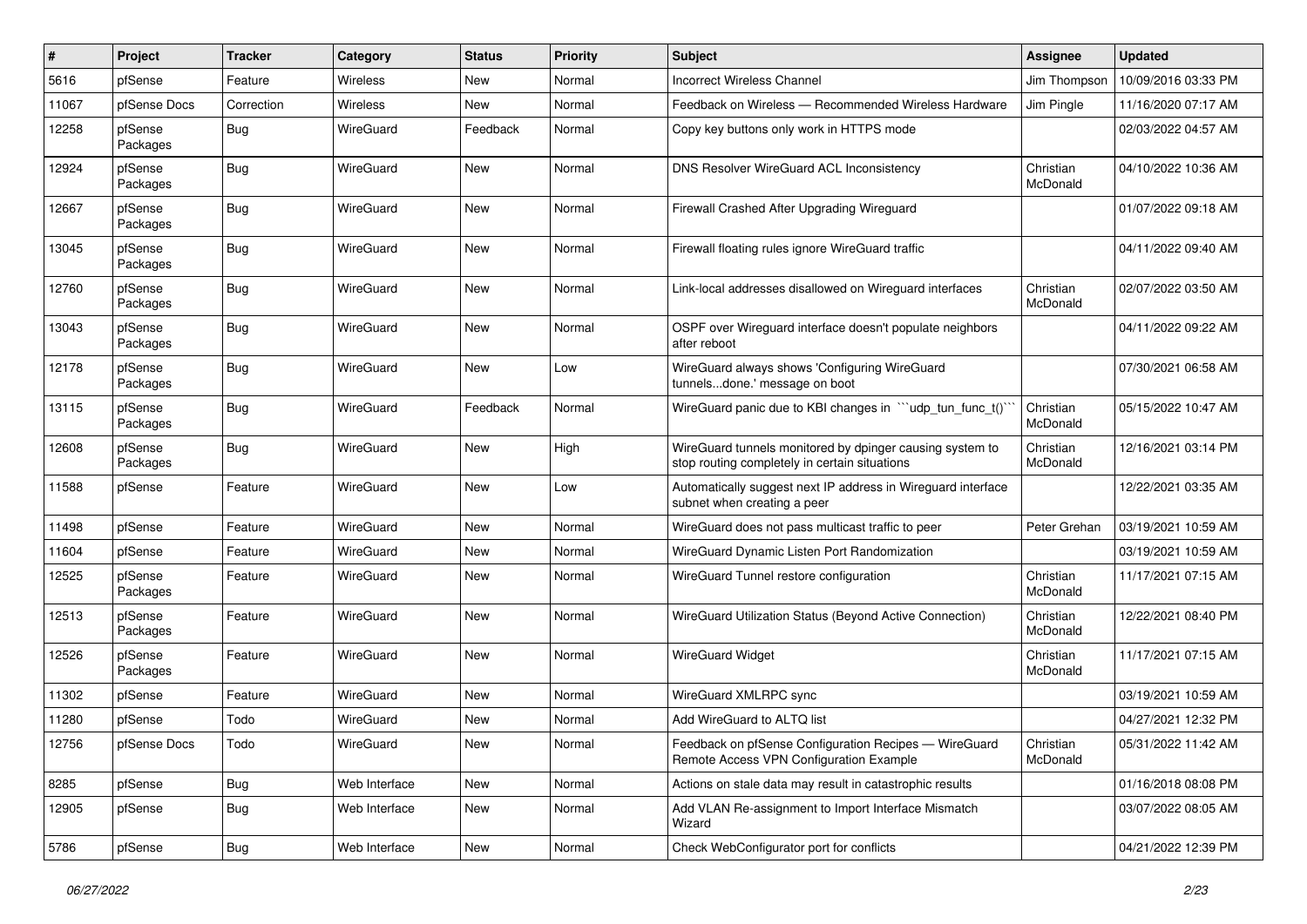| # | Project | Tracker | Category | Status | Priority | Subject | Assignee | Updated |
|---|---|---|---|---|---|---|---|---|
| 5616 | pfSense | Feature | Wireless | New | Normal | Incorrect Wireless Channel | Jim Thompson | 10/09/2016 03:33 PM |
| 11067 | pfSense Docs | Correction | Wireless | New | Normal | Feedback on Wireless — Recommended Wireless Hardware | Jim Pingle | 11/16/2020 07:17 AM |
| 12258 | pfSense Packages | Bug | WireGuard | Feedback | Normal | Copy key buttons only work in HTTPS mode | | 02/03/2022 04:57 AM |
| 12924 | pfSense Packages | Bug | WireGuard | New | Normal | DNS Resolver WireGuard ACL Inconsistency | Christian McDonald | 04/10/2022 10:36 AM |
| 12667 | pfSense Packages | Bug | WireGuard | New | Normal | Firewall Crashed After Upgrading Wireguard | | 01/07/2022 09:18 AM |
| 13045 | pfSense Packages | Bug | WireGuard | New | Normal | Firewall floating rules ignore WireGuard traffic | | 04/11/2022 09:40 AM |
| 12760 | pfSense Packages | Bug | WireGuard | New | Normal | Link-local addresses disallowed on Wireguard interfaces | Christian McDonald | 02/07/2022 03:50 AM |
| 13043 | pfSense Packages | Bug | WireGuard | New | Normal | OSPF over Wireguard interface doesn't populate neighbors after reboot | | 04/11/2022 09:22 AM |
| 12178 | pfSense Packages | Bug | WireGuard | New | Low | WireGuard always shows 'Configuring WireGuard tunnels...done.' message on boot | | 07/30/2021 06:58 AM |
| 13115 | pfSense Packages | Bug | WireGuard | Feedback | Normal | WireGuard panic due to KBI changes in ```udp_tun_func_t()``` | Christian McDonald | 05/15/2022 10:47 AM |
| 12608 | pfSense Packages | Bug | WireGuard | New | High | WireGuard tunnels monitored by dpinger causing system to stop routing completely in certain situations | Christian McDonald | 12/16/2021 03:14 PM |
| 11588 | pfSense | Feature | WireGuard | New | Low | Automatically suggest next IP address in Wireguard interface subnet when creating a peer | | 12/22/2021 03:35 AM |
| 11498 | pfSense | Feature | WireGuard | New | Normal | WireGuard does not pass multicast traffic to peer | Peter Grehan | 03/19/2021 10:59 AM |
| 11604 | pfSense | Feature | WireGuard | New | Normal | WireGuard Dynamic Listen Port Randomization | | 03/19/2021 10:59 AM |
| 12525 | pfSense Packages | Feature | WireGuard | New | Normal | WireGuard Tunnel restore configuration | Christian McDonald | 11/17/2021 07:15 AM |
| 12513 | pfSense Packages | Feature | WireGuard | New | Normal | WireGuard Utilization Status (Beyond Active Connection) | Christian McDonald | 12/22/2021 08:40 PM |
| 12526 | pfSense Packages | Feature | WireGuard | New | Normal | WireGuard Widget | Christian McDonald | 11/17/2021 07:15 AM |
| 11302 | pfSense | Feature | WireGuard | New | Normal | WireGuard XMLRPC sync | | 03/19/2021 10:59 AM |
| 11280 | pfSense | Todo | WireGuard | New | Normal | Add WireGuard to ALTQ list | | 04/27/2021 12:32 PM |
| 12756 | pfSense Docs | Todo | WireGuard | New | Normal | Feedback on pfSense Configuration Recipes — WireGuard Remote Access VPN Configuration Example | Christian McDonald | 05/31/2022 11:42 AM |
| 8285 | pfSense | Bug | Web Interface | New | Normal | Actions on stale data may result in catastrophic results | | 01/16/2018 08:08 PM |
| 12905 | pfSense | Bug | Web Interface | New | Normal | Add VLAN Re-assignment to Import Interface Mismatch Wizard | | 03/07/2022 08:05 AM |
| 5786 | pfSense | Bug | Web Interface | New | Normal | Check WebConfigurator port for conflicts | | 04/21/2022 12:39 PM |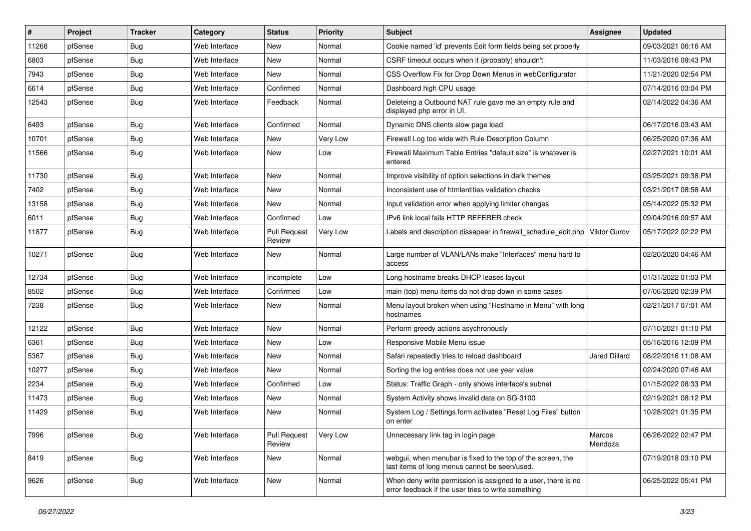| # | Project | Tracker | Category | Status | Priority | Subject | Assignee | Updated |
|---|---|---|---|---|---|---|---|---|
| 11268 | pfSense | Bug | Web Interface | New | Normal | Cookie named 'id' prevents Edit form fields being set properly | | 09/03/2021 06:16 AM |
| 6803 | pfSense | Bug | Web Interface | New | Normal | CSRF timeout occurs when it (probably) shouldn't | | 11/03/2016 09:43 PM |
| 7943 | pfSense | Bug | Web Interface | New | Normal | CSS Overflow Fix for Drop Down Menus in webConfigurator | | 11/21/2020 02:54 PM |
| 6614 | pfSense | Bug | Web Interface | Confirmed | Normal | Dashboard high CPU usage | | 07/14/2016 03:04 PM |
| 12543 | pfSense | Bug | Web Interface | Feedback | Normal | Deleteing a Outbound NAT rule gave me an empty rule and displayed php error in UI. | | 02/14/2022 04:36 AM |
| 6493 | pfSense | Bug | Web Interface | Confirmed | Normal | Dynamic DNS clients slow page load | | 06/17/2016 03:43 AM |
| 10701 | pfSense | Bug | Web Interface | New | Very Low | Firewall Log too wide with Rule Description Column | | 06/25/2020 07:36 AM |
| 11566 | pfSense | Bug | Web Interface | New | Low | Firewall Maximum Table Entries "default size" is whatever is entered | | 02/27/2021 10:01 AM |
| 11730 | pfSense | Bug | Web Interface | New | Normal | Improve visibility of option selections in dark themes | | 03/25/2021 09:38 PM |
| 7402 | pfSense | Bug | Web Interface | New | Normal | Inconsistent use of htmlentities validation checks | | 03/21/2017 08:58 AM |
| 13158 | pfSense | Bug | Web Interface | New | Normal | Input validation error when applying limiter changes | | 05/14/2022 05:32 PM |
| 6011 | pfSense | Bug | Web Interface | Confirmed | Low | IPv6 link local fails HTTP REFERER check | | 09/04/2016 09:57 AM |
| 11877 | pfSense | Bug | Web Interface | Pull Request Review | Very Low | Labels and description dissapear in firewall_schedule_edit.php | Viktor Gurov | 05/17/2022 02:22 PM |
| 10271 | pfSense | Bug | Web Interface | New | Normal | Large number of VLAN/LANs make "Interfaces" menu hard to access | | 02/20/2020 04:46 AM |
| 12734 | pfSense | Bug | Web Interface | Incomplete | Low | Long hostname breaks DHCP leases layout | | 01/31/2022 01:03 PM |
| 8502 | pfSense | Bug | Web Interface | Confirmed | Low | main (top) menu items do not drop down in some cases | | 07/06/2020 02:39 PM |
| 7238 | pfSense | Bug | Web Interface | New | Normal | Menu layout broken when using "Hostname in Menu" with long hostnames | | 02/21/2017 07:01 AM |
| 12122 | pfSense | Bug | Web Interface | New | Normal | Perform greedy actions asychronously | | 07/10/2021 01:10 PM |
| 6361 | pfSense | Bug | Web Interface | New | Low | Responsive Mobile Menu issue | | 05/16/2016 12:09 PM |
| 5367 | pfSense | Bug | Web Interface | New | Normal | Safari repeatedly tries to reload dashboard | Jared Dillard | 08/22/2016 11:08 AM |
| 10277 | pfSense | Bug | Web Interface | New | Normal | Sorting the log entries does not use year value | | 02/24/2020 07:46 AM |
| 2234 | pfSense | Bug | Web Interface | Confirmed | Low | Status: Traffic Graph - only shows interface's subnet | | 01/15/2022 08:33 PM |
| 11473 | pfSense | Bug | Web Interface | New | Normal | System Activity shows invalid data on SG-3100 | | 02/19/2021 08:12 PM |
| 11429 | pfSense | Bug | Web Interface | New | Normal | System Log / Settings form activates "Reset Log Files" button on enter | | 10/28/2021 01:35 PM |
| 7996 | pfSense | Bug | Web Interface | Pull Request Review | Very Low | Unnecessary link tag in login page | Marcos Mendoza | 06/26/2022 02:47 PM |
| 8419 | pfSense | Bug | Web Interface | New | Normal | webgui, when menubar is fixed to the top of the screen, the last items of long menus cannot be seen/used. | | 07/19/2018 03:10 PM |
| 9626 | pfSense | Bug | Web Interface | New | Normal | When deny write permission is assigned to a user, there is no error feedback if the user tries to write something | | 06/25/2022 05:41 PM |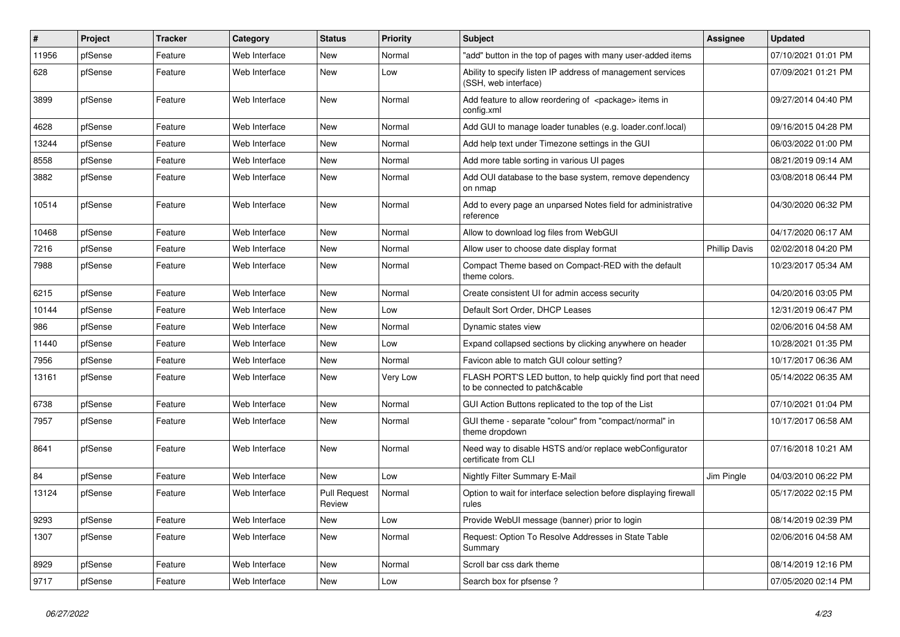| # | Project | Tracker | Category | Status | Priority | Subject | Assignee | Updated |
|---|---|---|---|---|---|---|---|---|
| 11956 | pfSense | Feature | Web Interface | New | Normal | "add" button in the top of pages with many user-added items | | 07/10/2021 01:01 PM |
| 628 | pfSense | Feature | Web Interface | New | Low | Ability to specify listen IP address of management services (SSH, web interface) | | 07/09/2021 01:21 PM |
| 3899 | pfSense | Feature | Web Interface | New | Normal | Add feature to allow reordering of <package> items in config.xml | | 09/27/2014 04:40 PM |
| 4628 | pfSense | Feature | Web Interface | New | Normal | Add GUI to manage loader tunables (e.g. loader.conf.local) | | 09/16/2015 04:28 PM |
| 13244 | pfSense | Feature | Web Interface | New | Normal | Add help text under Timezone settings in the GUI | | 06/03/2022 01:00 PM |
| 8558 | pfSense | Feature | Web Interface | New | Normal | Add more table sorting in various UI pages | | 08/21/2019 09:14 AM |
| 3882 | pfSense | Feature | Web Interface | New | Normal | Add OUI database to the base system, remove dependency on nmap | | 03/08/2018 06:44 PM |
| 10514 | pfSense | Feature | Web Interface | New | Normal | Add to every page an unparsed Notes field for administrative reference | | 04/30/2020 06:32 PM |
| 10468 | pfSense | Feature | Web Interface | New | Normal | Allow to download log files from WebGUI | | 04/17/2020 06:17 AM |
| 7216 | pfSense | Feature | Web Interface | New | Normal | Allow user to choose date display format | Phillip Davis | 02/02/2018 04:20 PM |
| 7988 | pfSense | Feature | Web Interface | New | Normal | Compact Theme based on Compact-RED with the default theme colors. | | 10/23/2017 05:34 AM |
| 6215 | pfSense | Feature | Web Interface | New | Normal | Create consistent UI for admin access security | | 04/20/2016 03:05 PM |
| 10144 | pfSense | Feature | Web Interface | New | Low | Default Sort Order, DHCP Leases | | 12/31/2019 06:47 PM |
| 986 | pfSense | Feature | Web Interface | New | Normal | Dynamic states view | | 02/06/2016 04:58 AM |
| 11440 | pfSense | Feature | Web Interface | New | Low | Expand collapsed sections by clicking anywhere on header | | 10/28/2021 01:35 PM |
| 7956 | pfSense | Feature | Web Interface | New | Normal | Favicon able to match GUI colour setting? | | 10/17/2017 06:36 AM |
| 13161 | pfSense | Feature | Web Interface | New | Very Low | FLASH PORT'S LED button, to help quickly find port that need to be connected to patch&cable | | 05/14/2022 06:35 AM |
| 6738 | pfSense | Feature | Web Interface | New | Normal | GUI Action Buttons replicated to the top of the List | | 07/10/2021 01:04 PM |
| 7957 | pfSense | Feature | Web Interface | New | Normal | GUI theme - separate "colour" from "compact/normal" in theme dropdown | | 10/17/2017 06:58 AM |
| 8641 | pfSense | Feature | Web Interface | New | Normal | Need way to disable HSTS and/or replace webConfigurator certificate from CLI | | 07/16/2018 10:21 AM |
| 84 | pfSense | Feature | Web Interface | New | Low | Nightly Filter Summary E-Mail | Jim Pingle | 04/03/2010 06:22 PM |
| 13124 | pfSense | Feature | Web Interface | Pull Request Review | Normal | Option to wait for interface selection before displaying firewall rules | | 05/17/2022 02:15 PM |
| 9293 | pfSense | Feature | Web Interface | New | Low | Provide WebUI message (banner) prior to login | | 08/14/2019 02:39 PM |
| 1307 | pfSense | Feature | Web Interface | New | Normal | Request: Option To Resolve Addresses in State Table Summary | | 02/06/2016 04:58 AM |
| 8929 | pfSense | Feature | Web Interface | New | Normal | Scroll bar css dark theme | | 08/14/2019 12:16 PM |
| 9717 | pfSense | Feature | Web Interface | New | Low | Search box for pfsense ? | | 07/05/2020 02:14 PM |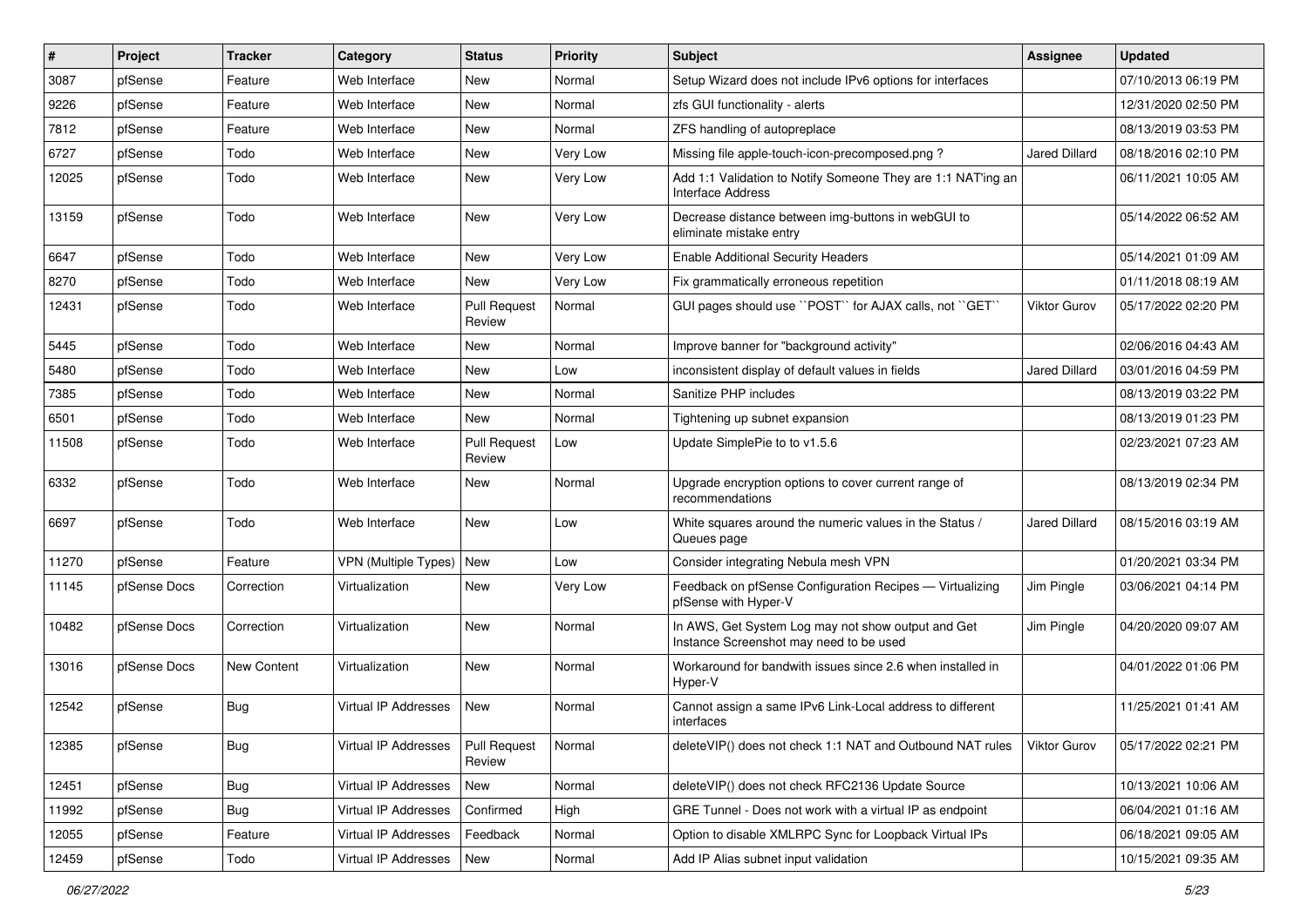| # | Project | Tracker | Category | Status | Priority | Subject | Assignee | Updated |
|---|---|---|---|---|---|---|---|---|
| 3087 | pfSense | Feature | Web Interface | New | Normal | Setup Wizard does not include IPv6 options for interfaces | | 07/10/2013 06:19 PM |
| 9226 | pfSense | Feature | Web Interface | New | Normal | zfs GUI functionality - alerts | | 12/31/2020 02:50 PM |
| 7812 | pfSense | Feature | Web Interface | New | Normal | ZFS handling of autopreplace | | 08/13/2019 03:53 PM |
| 6727 | pfSense | Todo | Web Interface | New | Very Low | Missing file apple-touch-icon-precomposed.png ? | Jared Dillard | 08/18/2016 02:10 PM |
| 12025 | pfSense | Todo | Web Interface | New | Very Low | Add 1:1 Validation to Notify Someone They are 1:1 NAT'ing an Interface Address | | 06/11/2021 10:05 AM |
| 13159 | pfSense | Todo | Web Interface | New | Very Low | Decrease distance between img-buttons in webGUI to eliminate mistake entry | | 05/14/2022 06:52 AM |
| 6647 | pfSense | Todo | Web Interface | New | Very Low | Enable Additional Security Headers | | 05/14/2021 01:09 AM |
| 8270 | pfSense | Todo | Web Interface | New | Very Low | Fix grammatically erroneous repetition | | 01/11/2018 08:19 AM |
| 12431 | pfSense | Todo | Web Interface | Pull Request Review | Normal | GUI pages should use ``POST`` for AJAX calls, not ``GET`` | Viktor Gurov | 05/17/2022 02:20 PM |
| 5445 | pfSense | Todo | Web Interface | New | Normal | Improve banner for "background activity" | | 02/06/2016 04:43 AM |
| 5480 | pfSense | Todo | Web Interface | New | Low | inconsistent display of default values in fields | Jared Dillard | 03/01/2016 04:59 PM |
| 7385 | pfSense | Todo | Web Interface | New | Normal | Sanitize PHP includes | | 08/13/2019 03:22 PM |
| 6501 | pfSense | Todo | Web Interface | New | Normal | Tightening up subnet expansion | | 08/13/2019 01:23 PM |
| 11508 | pfSense | Todo | Web Interface | Pull Request Review | Low | Update SimplePie to to v1.5.6 | | 02/23/2021 07:23 AM |
| 6332 | pfSense | Todo | Web Interface | New | Normal | Upgrade encryption options to cover current range of recommendations | | 08/13/2019 02:34 PM |
| 6697 | pfSense | Todo | Web Interface | New | Low | White squares around the numeric values in the Status / Queues page | Jared Dillard | 08/15/2016 03:19 AM |
| 11270 | pfSense | Feature | VPN (Multiple Types) | New | Low | Consider integrating Nebula mesh VPN | | 01/20/2021 03:34 PM |
| 11145 | pfSense Docs | Correction | Virtualization | New | Very Low | Feedback on pfSense Configuration Recipes — Virtualizing pfSense with Hyper-V | Jim Pingle | 03/06/2021 04:14 PM |
| 10482 | pfSense Docs | Correction | Virtualization | New | Normal | In AWS, Get System Log may not show output and Get Instance Screenshot may need to be used | Jim Pingle | 04/20/2020 09:07 AM |
| 13016 | pfSense Docs | New Content | Virtualization | New | Normal | Workaround for bandwith issues since 2.6 when installed in Hyper-V | | 04/01/2022 01:06 PM |
| 12542 | pfSense | Bug | Virtual IP Addresses | New | Normal | Cannot assign a same IPv6 Link-Local address to different interfaces | | 11/25/2021 01:41 AM |
| 12385 | pfSense | Bug | Virtual IP Addresses | Pull Request Review | Normal | deleteVIP() does not check 1:1 NAT and Outbound NAT rules | Viktor Gurov | 05/17/2022 02:21 PM |
| 12451 | pfSense | Bug | Virtual IP Addresses | New | Normal | deleteVIP() does not check RFC2136 Update Source | | 10/13/2021 10:06 AM |
| 11992 | pfSense | Bug | Virtual IP Addresses | Confirmed | High | GRE Tunnel - Does not work with a virtual IP as endpoint | | 06/04/2021 01:16 AM |
| 12055 | pfSense | Feature | Virtual IP Addresses | Feedback | Normal | Option to disable XMLRPC Sync for Loopback Virtual IPs | | 06/18/2021 09:05 AM |
| 12459 | pfSense | Todo | Virtual IP Addresses | New | Normal | Add IP Alias subnet input validation | | 10/15/2021 09:35 AM |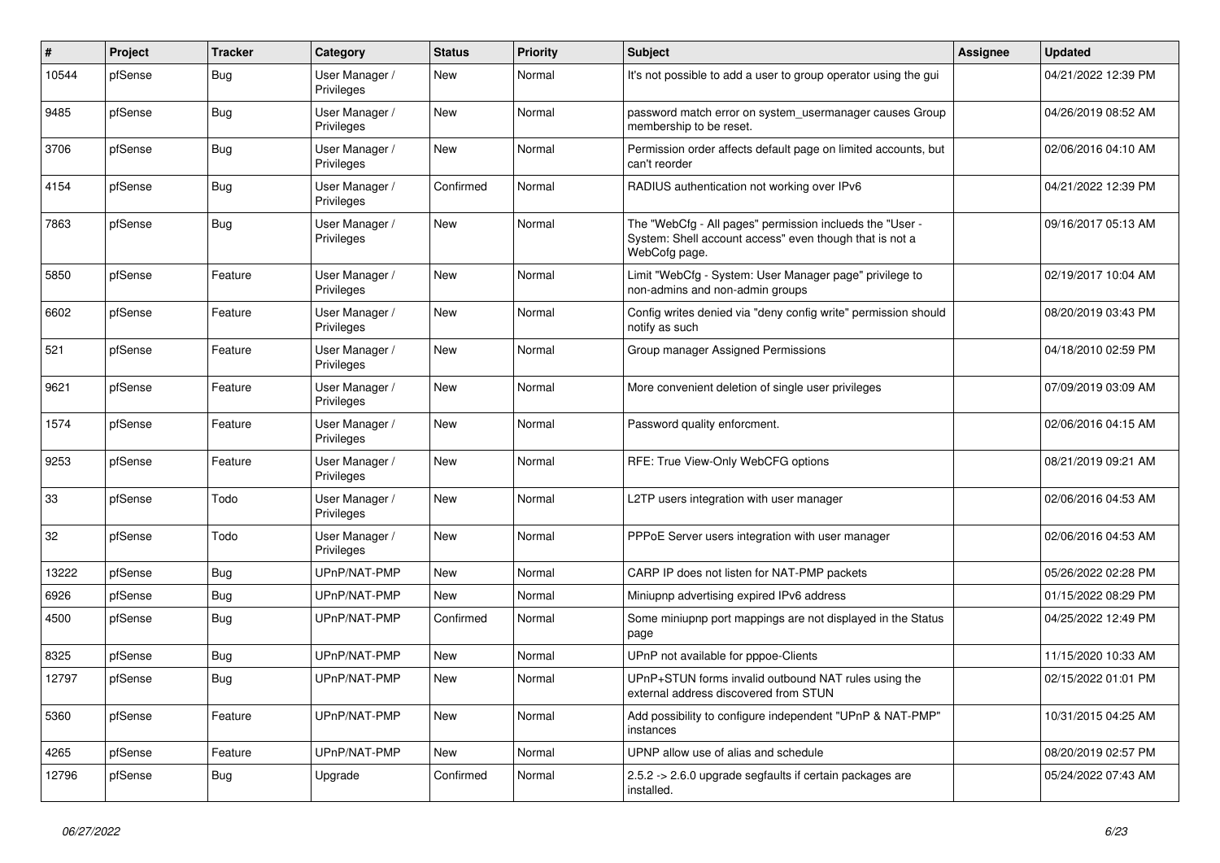| # | Project | Tracker | Category | Status | Priority | Subject | Assignee | Updated |
|---|---|---|---|---|---|---|---|---|
| 10544 | pfSense | Bug | User Manager / Privileges | New | Normal | It's not possible to add a user to group operator using the gui | | 04/21/2022 12:39 PM |
| 9485 | pfSense | Bug | User Manager / Privileges | New | Normal | password match error on system_usermanager causes Group membership to be reset. | | 04/26/2019 08:52 AM |
| 3706 | pfSense | Bug | User Manager / Privileges | New | Normal | Permission order affects default page on limited accounts, but can't reorder | | 02/06/2016 04:10 AM |
| 4154 | pfSense | Bug | User Manager / Privileges | Confirmed | Normal | RADIUS authentication not working over IPv6 | | 04/21/2022 12:39 PM |
| 7863 | pfSense | Bug | User Manager / Privileges | New | Normal | The "WebCfg - All pages" permission inclueds the "User - System: Shell account access" even though that is not a WebCofg page. | | 09/16/2017 05:13 AM |
| 5850 | pfSense | Feature | User Manager / Privileges | New | Normal | Limit "WebCfg - System: User Manager page" privilege to non-admins and non-admin groups | | 02/19/2017 10:04 AM |
| 6602 | pfSense | Feature | User Manager / Privileges | New | Normal | Config writes denied via "deny config write" permission should notify as such | | 08/20/2019 03:43 PM |
| 521 | pfSense | Feature | User Manager / Privileges | New | Normal | Group manager Assigned Permissions | | 04/18/2010 02:59 PM |
| 9621 | pfSense | Feature | User Manager / Privileges | New | Normal | More convenient deletion of single user privileges | | 07/09/2019 03:09 AM |
| 1574 | pfSense | Feature | User Manager / Privileges | New | Normal | Password quality enforcment. | | 02/06/2016 04:15 AM |
| 9253 | pfSense | Feature | User Manager / Privileges | New | Normal | RFE: True View-Only WebCFG options | | 08/21/2019 09:21 AM |
| 33 | pfSense | Todo | User Manager / Privileges | New | Normal | L2TP users integration with user manager | | 02/06/2016 04:53 AM |
| 32 | pfSense | Todo | User Manager / Privileges | New | Normal | PPPoE Server users integration with user manager | | 02/06/2016 04:53 AM |
| 13222 | pfSense | Bug | UPnP/NAT-PMP | New | Normal | CARP IP does not listen for NAT-PMP packets | | 05/26/2022 02:28 PM |
| 6926 | pfSense | Bug | UPnP/NAT-PMP | New | Normal | Miniupnp advertising expired IPv6 address | | 01/15/2022 08:29 PM |
| 4500 | pfSense | Bug | UPnP/NAT-PMP | Confirmed | Normal | Some miniupnp port mappings are not displayed in the Status page | | 04/25/2022 12:49 PM |
| 8325 | pfSense | Bug | UPnP/NAT-PMP | New | Normal | UPnP not available for pppoe-Clients | | 11/15/2020 10:33 AM |
| 12797 | pfSense | Bug | UPnP/NAT-PMP | New | Normal | UPnP+STUN forms invalid outbound NAT rules using the external address discovered from STUN | | 02/15/2022 01:01 PM |
| 5360 | pfSense | Feature | UPnP/NAT-PMP | New | Normal | Add possibility to configure independent "UPnP & NAT-PMP" instances | | 10/31/2015 04:25 AM |
| 4265 | pfSense | Feature | UPnP/NAT-PMP | New | Normal | UPNP allow use of alias and schedule | | 08/20/2019 02:57 PM |
| 12796 | pfSense | Bug | Upgrade | Confirmed | Normal | 2.5.2 -> 2.6.0 upgrade segfaults if certain packages are installed. | | 05/24/2022 07:43 AM |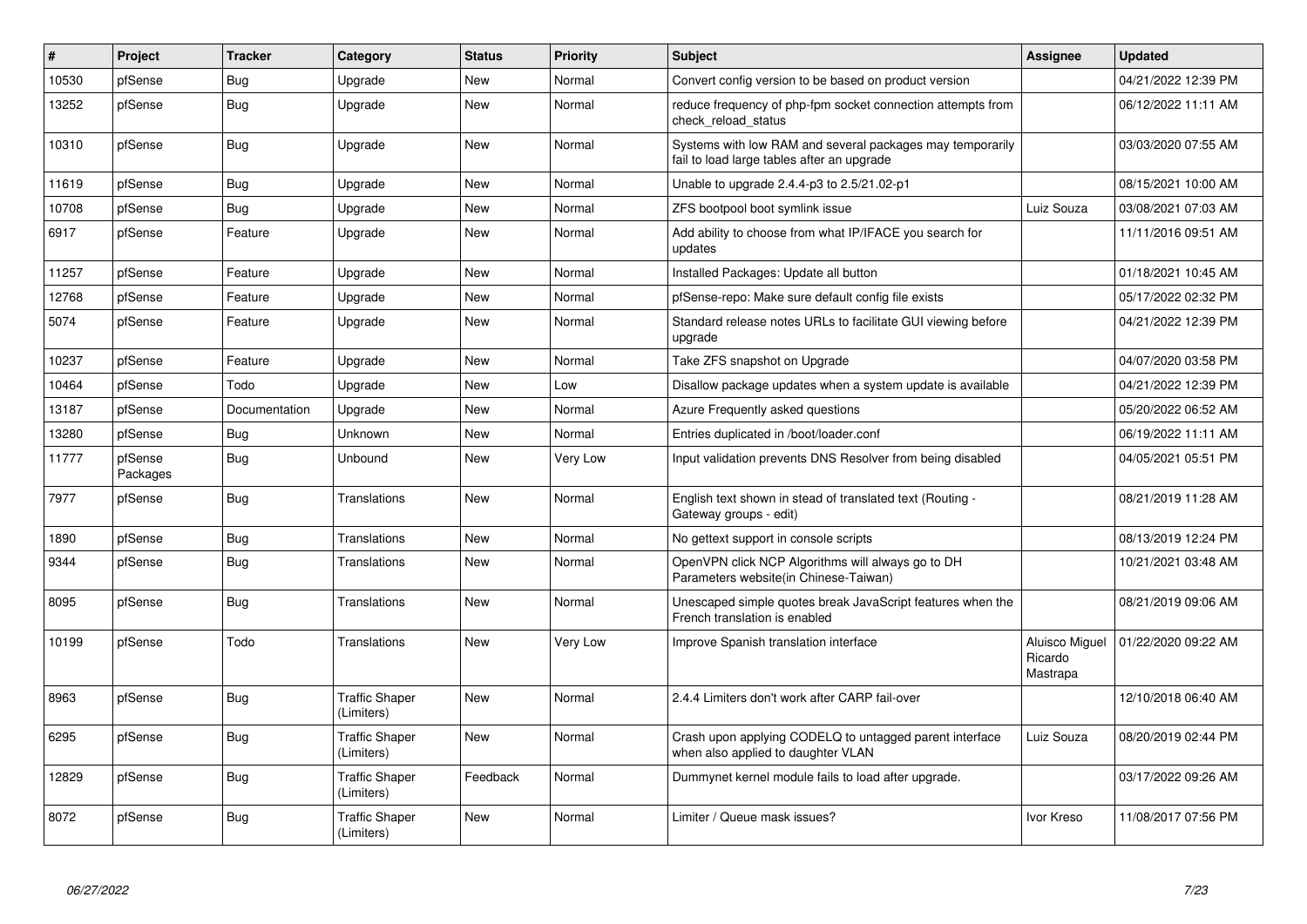| # | Project | Tracker | Category | Status | Priority | Subject | Assignee | Updated |
|---|---|---|---|---|---|---|---|---|
| 10530 | pfSense | Bug | Upgrade | New | Normal | Convert config version to be based on product version | | 04/21/2022 12:39 PM |
| 13252 | pfSense | Bug | Upgrade | New | Normal | reduce frequency of php-fpm socket connection attempts from check_reload_status | | 06/12/2022 11:11 AM |
| 10310 | pfSense | Bug | Upgrade | New | Normal | Systems with low RAM and several packages may temporarily fail to load large tables after an upgrade | | 03/03/2020 07:55 AM |
| 11619 | pfSense | Bug | Upgrade | New | Normal | Unable to upgrade 2.4.4-p3 to 2.5/21.02-p1 | | 08/15/2021 10:00 AM |
| 10708 | pfSense | Bug | Upgrade | New | Normal | ZFS bootpool boot symlink issue | Luiz Souza | 03/08/2021 07:03 AM |
| 6917 | pfSense | Feature | Upgrade | New | Normal | Add ability to choose from what IP/IFACE you search for updates | | 11/11/2016 09:51 AM |
| 11257 | pfSense | Feature | Upgrade | New | Normal | Installed Packages: Update all button | | 01/18/2021 10:45 AM |
| 12768 | pfSense | Feature | Upgrade | New | Normal | pfSense-repo: Make sure default config file exists | | 05/17/2022 02:32 PM |
| 5074 | pfSense | Feature | Upgrade | New | Normal | Standard release notes URLs to facilitate GUI viewing before upgrade | | 04/21/2022 12:39 PM |
| 10237 | pfSense | Feature | Upgrade | New | Normal | Take ZFS snapshot on Upgrade | | 04/07/2020 03:58 PM |
| 10464 | pfSense | Todo | Upgrade | New | Low | Disallow package updates when a system update is available | | 04/21/2022 12:39 PM |
| 13187 | pfSense | Documentation | Upgrade | New | Normal | Azure Frequently asked questions | | 05/20/2022 06:52 AM |
| 13280 | pfSense | Bug | Unknown | New | Normal | Entries duplicated in /boot/loader.conf | | 06/19/2022 11:11 AM |
| 11777 | pfSense Packages | Bug | Unbound | New | Very Low | Input validation prevents DNS Resolver from being disabled | | 04/05/2021 05:51 PM |
| 7977 | pfSense | Bug | Translations | New | Normal | English text shown in stead of translated text (Routing - Gateway groups - edit) | | 08/21/2019 11:28 AM |
| 1890 | pfSense | Bug | Translations | New | Normal | No gettext support in console scripts | | 08/13/2019 12:24 PM |
| 9344 | pfSense | Bug | Translations | New | Normal | OpenVPN click NCP Algorithms will always go to DH Parameters website(in Chinese-Taiwan) | | 10/21/2021 03:48 AM |
| 8095 | pfSense | Bug | Translations | New | Normal | Unescaped simple quotes break JavaScript features when the French translation is enabled | | 08/21/2019 09:06 AM |
| 10199 | pfSense | Todo | Translations | New | Very Low | Improve Spanish translation interface | Aluisco Miguel Ricardo Mastrapa | 01/22/2020 09:22 AM |
| 8963 | pfSense | Bug | Traffic Shaper (Limiters) | New | Normal | 2.4.4 Limiters don't work after CARP fail-over | | 12/10/2018 06:40 AM |
| 6295 | pfSense | Bug | Traffic Shaper (Limiters) | New | Normal | Crash upon applying CODELQ to untagged parent interface when also applied to daughter VLAN | Luiz Souza | 08/20/2019 02:44 PM |
| 12829 | pfSense | Bug | Traffic Shaper (Limiters) | Feedback | Normal | Dummynet kernel module fails to load after upgrade. | | 03/17/2022 09:26 AM |
| 8072 | pfSense | Bug | Traffic Shaper (Limiters) | New | Normal | Limiter / Queue mask issues? | Ivor Kreso | 11/08/2017 07:56 PM |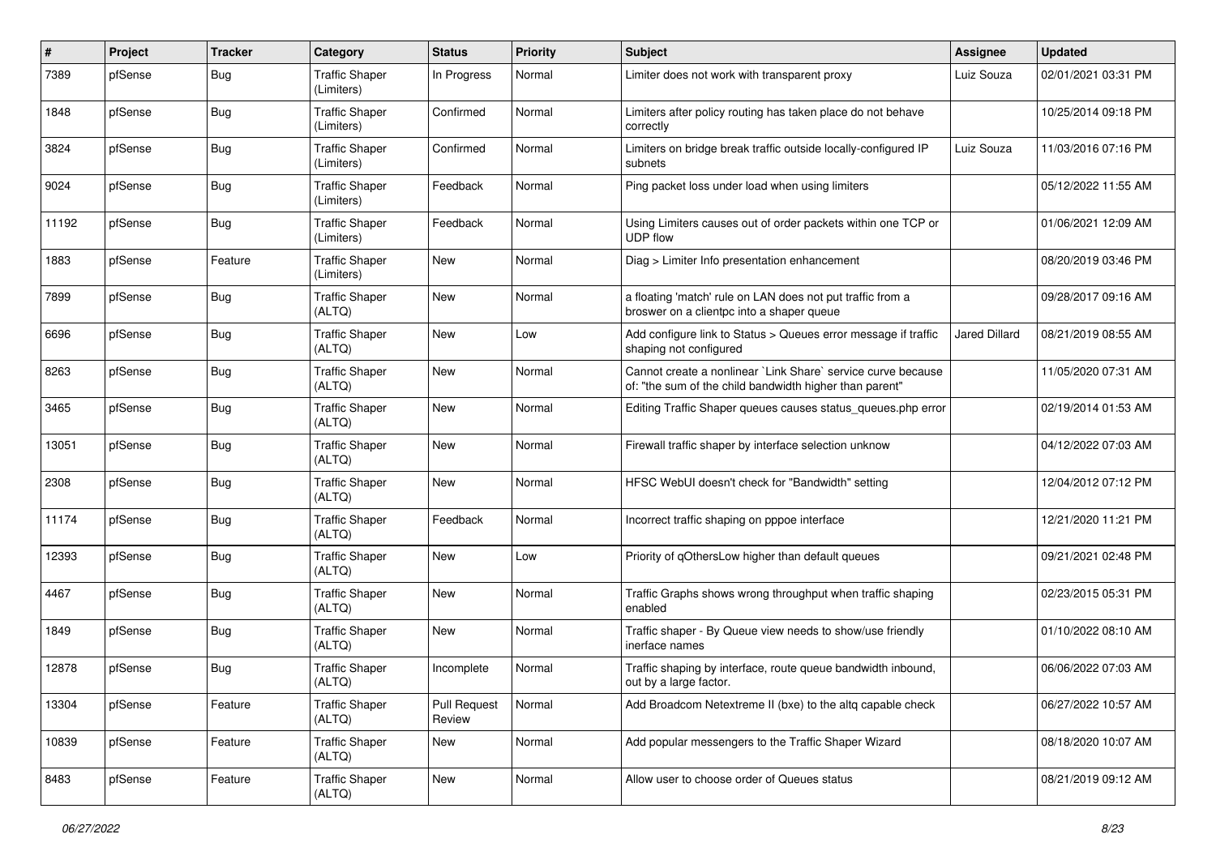| # | Project | Tracker | Category | Status | Priority | Subject | Assignee | Updated |
|---|---|---|---|---|---|---|---|---|
| 7389 | pfSense | Bug | Traffic Shaper (Limiters) | In Progress | Normal | Limiter does not work with transparent proxy | Luiz Souza | 02/01/2021 03:31 PM |
| 1848 | pfSense | Bug | Traffic Shaper (Limiters) | Confirmed | Normal | Limiters after policy routing has taken place do not behave correctly | | 10/25/2014 09:18 PM |
| 3824 | pfSense | Bug | Traffic Shaper (Limiters) | Confirmed | Normal | Limiters on bridge break traffic outside locally-configured IP subnets | Luiz Souza | 11/03/2016 07:16 PM |
| 9024 | pfSense | Bug | Traffic Shaper (Limiters) | Feedback | Normal | Ping packet loss under load when using limiters | | 05/12/2022 11:55 AM |
| 11192 | pfSense | Bug | Traffic Shaper (Limiters) | Feedback | Normal | Using Limiters causes out of order packets within one TCP or UDP flow | | 01/06/2021 12:09 AM |
| 1883 | pfSense | Feature | Traffic Shaper (Limiters) | New | Normal | Diag > Limiter Info presentation enhancement | | 08/20/2019 03:46 PM |
| 7899 | pfSense | Bug | Traffic Shaper (ALTQ) | New | Normal | a floating 'match' rule on LAN does not put traffic from a broswer on a clientpc into a shaper queue | | 09/28/2017 09:16 AM |
| 6696 | pfSense | Bug | Traffic Shaper (ALTQ) | New | Low | Add configure link to Status > Queues error message if traffic shaping not configured | Jared Dillard | 08/21/2019 08:55 AM |
| 8263 | pfSense | Bug | Traffic Shaper (ALTQ) | New | Normal | Cannot create a nonlinear `Link Share` service curve because of: "the sum of the child bandwidth higher than parent" | | 11/05/2020 07:31 AM |
| 3465 | pfSense | Bug | Traffic Shaper (ALTQ) | New | Normal | Editing Traffic Shaper queues causes status_queues.php error | | 02/19/2014 01:53 AM |
| 13051 | pfSense | Bug | Traffic Shaper (ALTQ) | New | Normal | Firewall traffic shaper by interface selection unknow | | 04/12/2022 07:03 AM |
| 2308 | pfSense | Bug | Traffic Shaper (ALTQ) | New | Normal | HFSC WebUI doesn't check for "Bandwidth" setting | | 12/04/2012 07:12 PM |
| 11174 | pfSense | Bug | Traffic Shaper (ALTQ) | Feedback | Normal | Incorrect traffic shaping on pppoe interface | | 12/21/2020 11:21 PM |
| 12393 | pfSense | Bug | Traffic Shaper (ALTQ) | New | Low | Priority of qOthersLow higher than default queues | | 09/21/2021 02:48 PM |
| 4467 | pfSense | Bug | Traffic Shaper (ALTQ) | New | Normal | Traffic Graphs shows wrong throughput when traffic shaping enabled | | 02/23/2015 05:31 PM |
| 1849 | pfSense | Bug | Traffic Shaper (ALTQ) | New | Normal | Traffic shaper - By Queue view needs to show/use friendly inerface names | | 01/10/2022 08:10 AM |
| 12878 | pfSense | Bug | Traffic Shaper (ALTQ) | Incomplete | Normal | Traffic shaping by interface, route queue bandwidth inbound, out by a large factor. | | 06/06/2022 07:03 AM |
| 13304 | pfSense | Feature | Traffic Shaper (ALTQ) | Pull Request Review | Normal | Add Broadcom Netextreme II (bxe) to the altq capable check | | 06/27/2022 10:57 AM |
| 10839 | pfSense | Feature | Traffic Shaper (ALTQ) | New | Normal | Add popular messengers to the Traffic Shaper Wizard | | 08/18/2020 10:07 AM |
| 8483 | pfSense | Feature | Traffic Shaper (ALTQ) | New | Normal | Allow user to choose order of Queues status | | 08/21/2019 09:12 AM |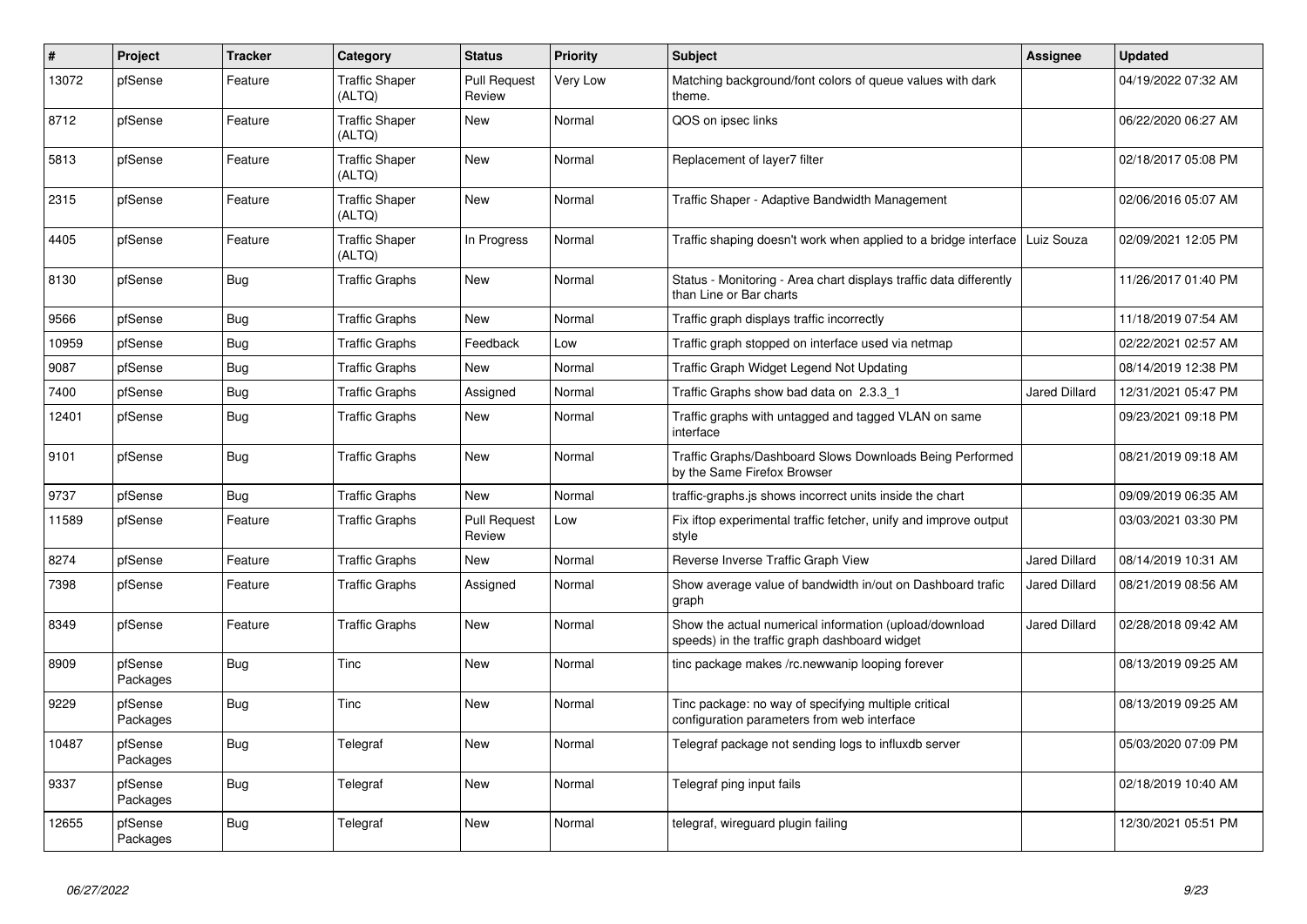| # | Project | Tracker | Category | Status | Priority | Subject | Assignee | Updated |
|---|---|---|---|---|---|---|---|---|
| 13072 | pfSense | Feature | Traffic Shaper (ALTQ) | Pull Request Review | Very Low | Matching background/font colors of queue values with dark theme. | | 04/19/2022 07:32 AM |
| 8712 | pfSense | Feature | Traffic Shaper (ALTQ) | New | Normal | QOS on ipsec links | | 06/22/2020 06:27 AM |
| 5813 | pfSense | Feature | Traffic Shaper (ALTQ) | New | Normal | Replacement of layer7 filter | | 02/18/2017 05:08 PM |
| 2315 | pfSense | Feature | Traffic Shaper (ALTQ) | New | Normal | Traffic Shaper - Adaptive Bandwidth Management | | 02/06/2016 05:07 AM |
| 4405 | pfSense | Feature | Traffic Shaper (ALTQ) | In Progress | Normal | Traffic shaping doesn't work when applied to a bridge interface | Luiz Souza | 02/09/2021 12:05 PM |
| 8130 | pfSense | Bug | Traffic Graphs | New | Normal | Status - Monitoring - Area chart displays traffic data differently than Line or Bar charts | | 11/26/2017 01:40 PM |
| 9566 | pfSense | Bug | Traffic Graphs | New | Normal | Traffic graph displays traffic incorrectly | | 11/18/2019 07:54 AM |
| 10959 | pfSense | Bug | Traffic Graphs | Feedback | Low | Traffic graph stopped on interface used via netmap | | 02/22/2021 02:57 AM |
| 9087 | pfSense | Bug | Traffic Graphs | New | Normal | Traffic Graph Widget Legend Not Updating | | 08/14/2019 12:38 PM |
| 7400 | pfSense | Bug | Traffic Graphs | Assigned | Normal | Traffic Graphs show bad data on 2.3.3_1 | Jared Dillard | 12/31/2021 05:47 PM |
| 12401 | pfSense | Bug | Traffic Graphs | New | Normal | Traffic graphs with untagged and tagged VLAN on same interface | | 09/23/2021 09:18 PM |
| 9101 | pfSense | Bug | Traffic Graphs | New | Normal | Traffic Graphs/Dashboard Slows Downloads Being Performed by the Same Firefox Browser | | 08/21/2019 09:18 AM |
| 9737 | pfSense | Bug | Traffic Graphs | New | Normal | traffic-graphs.js shows incorrect units inside the chart | | 09/09/2019 06:35 AM |
| 11589 | pfSense | Feature | Traffic Graphs | Pull Request Review | Low | Fix iftop experimental traffic fetcher, unify and improve output style | | 03/03/2021 03:30 PM |
| 8274 | pfSense | Feature | Traffic Graphs | New | Normal | Reverse Inverse Traffic Graph View | Jared Dillard | 08/14/2019 10:31 AM |
| 7398 | pfSense | Feature | Traffic Graphs | Assigned | Normal | Show average value of bandwidth in/out on Dashboard trafic graph | Jared Dillard | 08/21/2019 08:56 AM |
| 8349 | pfSense | Feature | Traffic Graphs | New | Normal | Show the actual numerical information (upload/download speeds) in the traffic graph dashboard widget | Jared Dillard | 02/28/2018 09:42 AM |
| 8909 | pfSense Packages | Bug | Tinc | New | Normal | tinc package makes /rc.newwanip looping forever | | 08/13/2019 09:25 AM |
| 9229 | pfSense Packages | Bug | Tinc | New | Normal | Tinc package: no way of specifying multiple critical configuration parameters from web interface | | 08/13/2019 09:25 AM |
| 10487 | pfSense Packages | Bug | Telegraf | New | Normal | Telegraf package not sending logs to influxdb server | | 05/03/2020 07:09 PM |
| 9337 | pfSense Packages | Bug | Telegraf | New | Normal | Telegraf ping input fails | | 02/18/2019 10:40 AM |
| 12655 | pfSense Packages | Bug | Telegraf | New | Normal | telegraf, wireguard plugin failing | | 12/30/2021 05:51 PM |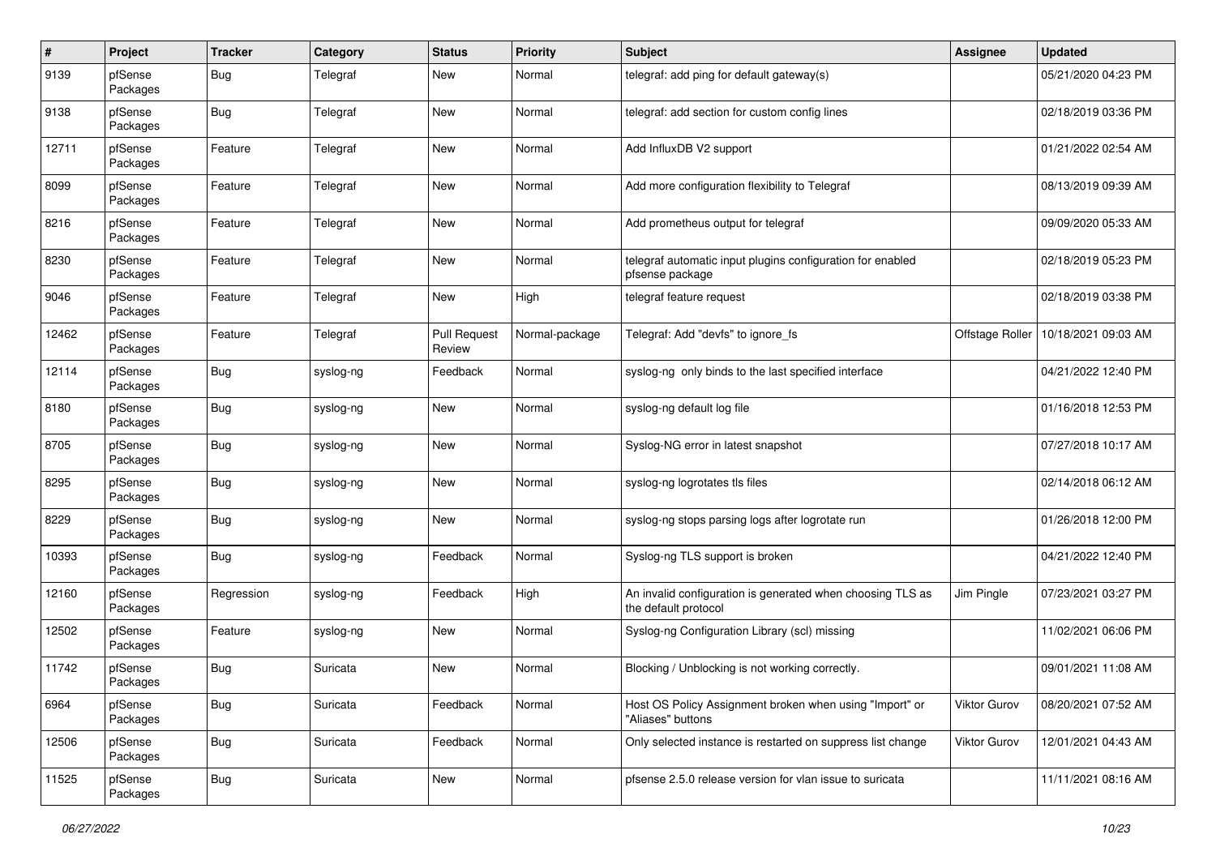| # | Project | Tracker | Category | Status | Priority | Subject | Assignee | Updated |
|---|---|---|---|---|---|---|---|---|
| 9139 | pfSense Packages | Bug | Telegraf | New | Normal | telegraf: add ping for default gateway(s) | | 05/21/2020 04:23 PM |
| 9138 | pfSense Packages | Bug | Telegraf | New | Normal | telegraf: add section for custom config lines | | 02/18/2019 03:36 PM |
| 12711 | pfSense Packages | Feature | Telegraf | New | Normal | Add InfluxDB V2 support | | 01/21/2022 02:54 AM |
| 8099 | pfSense Packages | Feature | Telegraf | New | Normal | Add more configuration flexibility to Telegraf | | 08/13/2019 09:39 AM |
| 8216 | pfSense Packages | Feature | Telegraf | New | Normal | Add prometheus output for telegraf | | 09/09/2020 05:33 AM |
| 8230 | pfSense Packages | Feature | Telegraf | New | Normal | telegraf automatic input plugins configuration for enabled pfsense package | | 02/18/2019 05:23 PM |
| 9046 | pfSense Packages | Feature | Telegraf | New | High | telegraf feature request | | 02/18/2019 03:38 PM |
| 12462 | pfSense Packages | Feature | Telegraf | Pull Request Review | Normal-package | Telegraf: Add "devfs" to ignore_fs | Offstage Roller | 10/18/2021 09:03 AM |
| 12114 | pfSense Packages | Bug | syslog-ng | Feedback | Normal | syslog-ng only binds to the last specified interface | | 04/21/2022 12:40 PM |
| 8180 | pfSense Packages | Bug | syslog-ng | New | Normal | syslog-ng default log file | | 01/16/2018 12:53 PM |
| 8705 | pfSense Packages | Bug | syslog-ng | New | Normal | Syslog-NG error in latest snapshot | | 07/27/2018 10:17 AM |
| 8295 | pfSense Packages | Bug | syslog-ng | New | Normal | syslog-ng logrotates tls files | | 02/14/2018 06:12 AM |
| 8229 | pfSense Packages | Bug | syslog-ng | New | Normal | syslog-ng stops parsing logs after logrotate run | | 01/26/2018 12:00 PM |
| 10393 | pfSense Packages | Bug | syslog-ng | Feedback | Normal | Syslog-ng TLS support is broken | | 04/21/2022 12:40 PM |
| 12160 | pfSense Packages | Regression | syslog-ng | Feedback | High | An invalid configuration is generated when choosing TLS as the default protocol | Jim Pingle | 07/23/2021 03:27 PM |
| 12502 | pfSense Packages | Feature | syslog-ng | New | Normal | Syslog-ng Configuration Library (scl) missing | | 11/02/2021 06:06 PM |
| 11742 | pfSense Packages | Bug | Suricata | New | Normal | Blocking / Unblocking is not working correctly. | | 09/01/2021 11:08 AM |
| 6964 | pfSense Packages | Bug | Suricata | Feedback | Normal | Host OS Policy Assignment broken when using "Import" or "Aliases" buttons | Viktor Gurov | 08/20/2021 07:52 AM |
| 12506 | pfSense Packages | Bug | Suricata | Feedback | Normal | Only selected instance is restarted on suppress list change | Viktor Gurov | 12/01/2021 04:43 AM |
| 11525 | pfSense Packages | Bug | Suricata | New | Normal | pfsense 2.5.0 release version for vlan issue to suricata | | 11/11/2021 08:16 AM |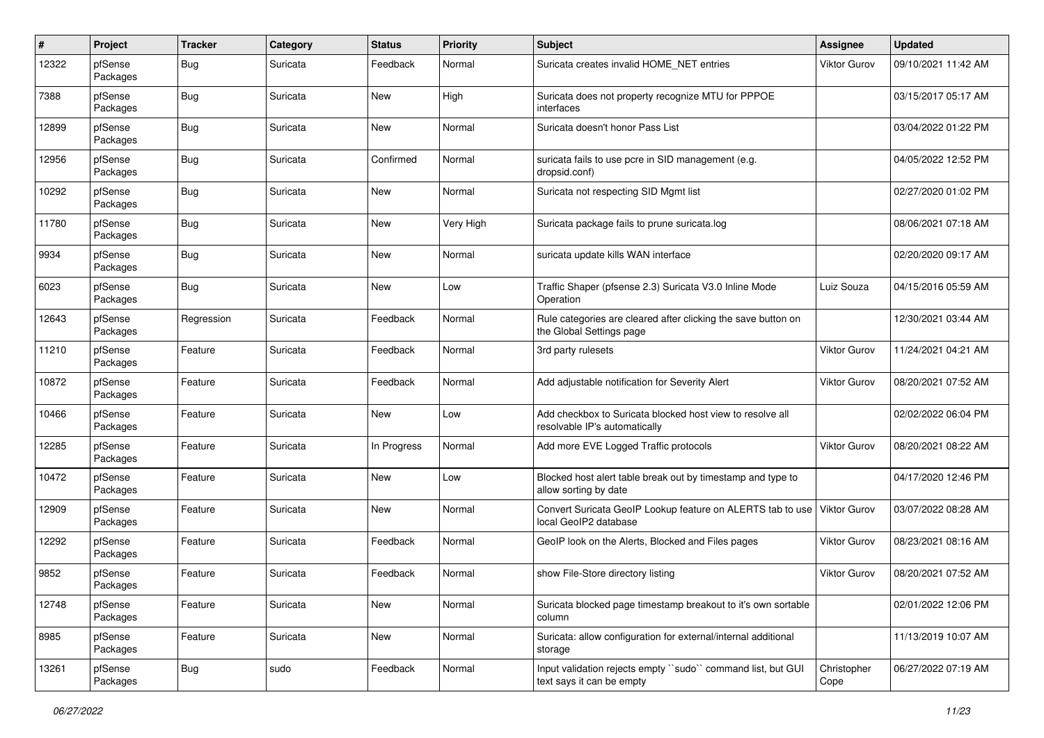| # | Project | Tracker | Category | Status | Priority | Subject | Assignee | Updated |
|---|---|---|---|---|---|---|---|---|
| 12322 | pfSense Packages | Bug | Suricata | Feedback | Normal | Suricata creates invalid HOME_NET entries | Viktor Gurov | 09/10/2021 11:42 AM |
| 7388 | pfSense Packages | Bug | Suricata | New | High | Suricata does not property recognize MTU for PPPOE interfaces | | 03/15/2017 05:17 AM |
| 12899 | pfSense Packages | Bug | Suricata | New | Normal | Suricata doesn't honor Pass List | | 03/04/2022 01:22 PM |
| 12956 | pfSense Packages | Bug | Suricata | Confirmed | Normal | suricata fails to use pcre in SID management (e.g. dropsid.conf) | | 04/05/2022 12:52 PM |
| 10292 | pfSense Packages | Bug | Suricata | New | Normal | Suricata not respecting SID Mgmt list | | 02/27/2020 01:02 PM |
| 11780 | pfSense Packages | Bug | Suricata | New | Very High | Suricata package fails to prune suricata.log | | 08/06/2021 07:18 AM |
| 9934 | pfSense Packages | Bug | Suricata | New | Normal | suricata update kills WAN interface | | 02/20/2020 09:17 AM |
| 6023 | pfSense Packages | Bug | Suricata | New | Low | Traffic Shaper (pfsense 2.3) Suricata V3.0 Inline Mode Operation | Luiz Souza | 04/15/2016 05:59 AM |
| 12643 | pfSense Packages | Regression | Suricata | Feedback | Normal | Rule categories are cleared after clicking the save button on the Global Settings page | | 12/30/2021 03:44 AM |
| 11210 | pfSense Packages | Feature | Suricata | Feedback | Normal | 3rd party rulesets | Viktor Gurov | 11/24/2021 04:21 AM |
| 10872 | pfSense Packages | Feature | Suricata | Feedback | Normal | Add adjustable notification for Severity Alert | Viktor Gurov | 08/20/2021 07:52 AM |
| 10466 | pfSense Packages | Feature | Suricata | New | Low | Add checkbox to Suricata blocked host view to resolve all resolvable IP's automatically | | 02/02/2022 06:04 PM |
| 12285 | pfSense Packages | Feature | Suricata | In Progress | Normal | Add more EVE Logged Traffic protocols | Viktor Gurov | 08/20/2021 08:22 AM |
| 10472 | pfSense Packages | Feature | Suricata | New | Low | Blocked host alert table break out by timestamp and type to allow sorting by date | | 04/17/2020 12:46 PM |
| 12909 | pfSense Packages | Feature | Suricata | New | Normal | Convert Suricata GeoIP Lookup feature on ALERTS tab to use local GeoIP2 database | Viktor Gurov | 03/07/2022 08:28 AM |
| 12292 | pfSense Packages | Feature | Suricata | Feedback | Normal | GeoIP look on the Alerts, Blocked and Files pages | Viktor Gurov | 08/23/2021 08:16 AM |
| 9852 | pfSense Packages | Feature | Suricata | Feedback | Normal | show File-Store directory listing | Viktor Gurov | 08/20/2021 07:52 AM |
| 12748 | pfSense Packages | Feature | Suricata | New | Normal | Suricata blocked page timestamp breakout to it's own sortable column | | 02/01/2022 12:06 PM |
| 8985 | pfSense Packages | Feature | Suricata | New | Normal | Suricata: allow configuration for external/internal additional storage | | 11/13/2019 10:07 AM |
| 13261 | pfSense Packages | Bug | sudo | Feedback | Normal | Input validation rejects empty ``sudo`` command list, but GUI text says it can be empty | Christopher Cope | 06/27/2022 07:19 AM |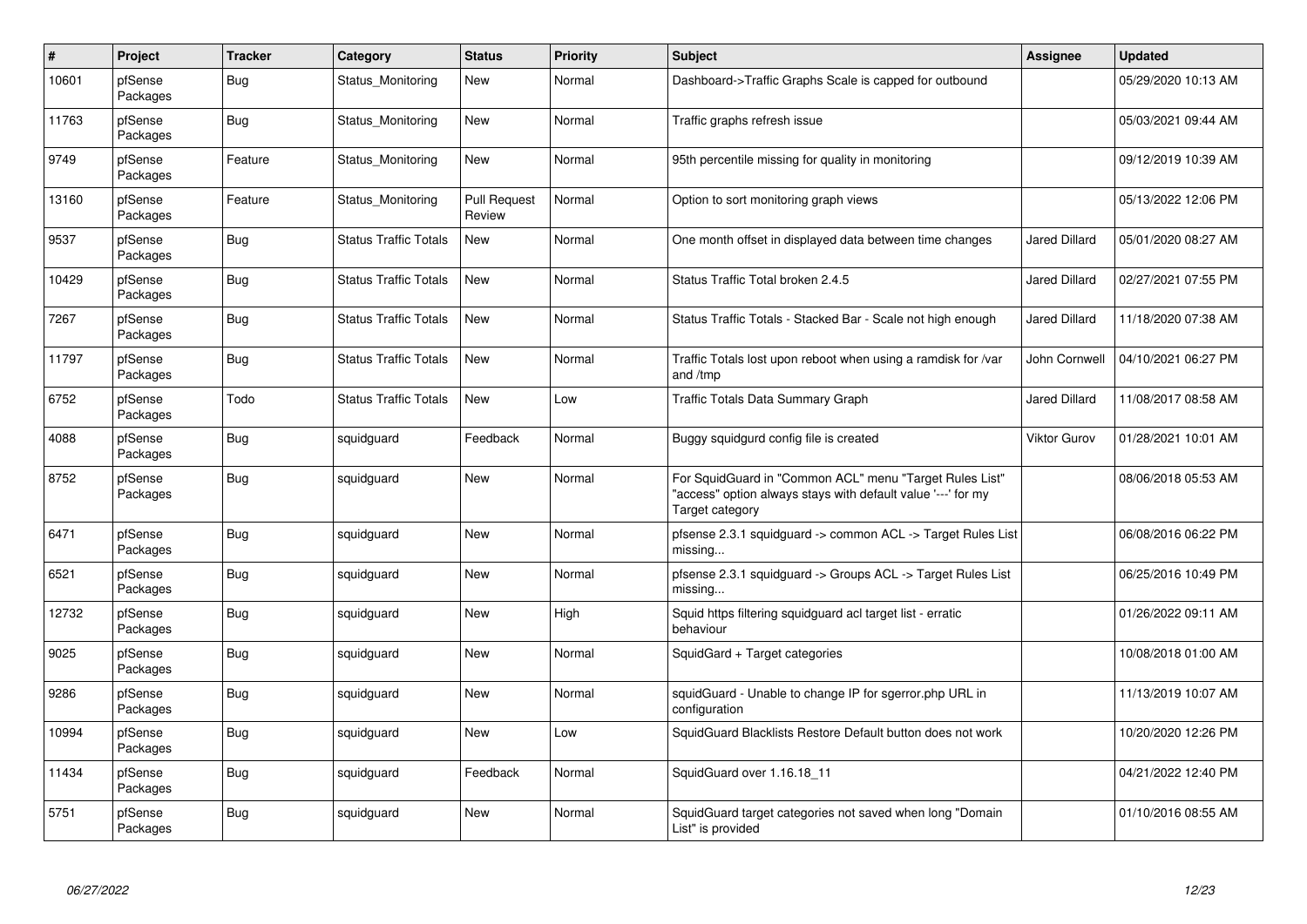| # | Project | Tracker | Category | Status | Priority | Subject | Assignee | Updated |
|---|---|---|---|---|---|---|---|---|
| 10601 | pfSense Packages | Bug | Status_Monitoring | New | Normal | Dashboard->Traffic Graphs Scale is capped for outbound | | 05/29/2020 10:13 AM |
| 11763 | pfSense Packages | Bug | Status_Monitoring | New | Normal | Traffic graphs refresh issue | | 05/03/2021 09:44 AM |
| 9749 | pfSense Packages | Feature | Status_Monitoring | New | Normal | 95th percentile missing for quality in monitoring | | 09/12/2019 10:39 AM |
| 13160 | pfSense Packages | Feature | Status_Monitoring | Pull Request Review | Normal | Option to sort monitoring graph views | | 05/13/2022 12:06 PM |
| 9537 | pfSense Packages | Bug | Status Traffic Totals | New | Normal | One month offset in displayed data between time changes | Jared Dillard | 05/01/2020 08:27 AM |
| 10429 | pfSense Packages | Bug | Status Traffic Totals | New | Normal | Status Traffic Total broken 2.4.5 | Jared Dillard | 02/27/2021 07:55 PM |
| 7267 | pfSense Packages | Bug | Status Traffic Totals | New | Normal | Status Traffic Totals - Stacked Bar - Scale not high enough | Jared Dillard | 11/18/2020 07:38 AM |
| 11797 | pfSense Packages | Bug | Status Traffic Totals | New | Normal | Traffic Totals lost upon reboot when using a ramdisk for /var and /tmp | John Cornwell | 04/10/2021 06:27 PM |
| 6752 | pfSense Packages | Todo | Status Traffic Totals | New | Low | Traffic Totals Data Summary Graph | Jared Dillard | 11/08/2017 08:58 AM |
| 4088 | pfSense Packages | Bug | squidguard | Feedback | Normal | Buggy squidgurd config file is created | Viktor Gurov | 01/28/2021 10:01 AM |
| 8752 | pfSense Packages | Bug | squidguard | New | Normal | For SquidGuard in "Common ACL" menu "Target Rules List" "access" option always stays with default value '---' for my Target category | | 08/06/2018 05:53 AM |
| 6471 | pfSense Packages | Bug | squidguard | New | Normal | pfsense 2.3.1 squidguard -> common ACL -> Target Rules List missing... | | 06/08/2016 06:22 PM |
| 6521 | pfSense Packages | Bug | squidguard | New | Normal | pfsense 2.3.1 squidguard -> Groups ACL -> Target Rules List missing... | | 06/25/2016 10:49 PM |
| 12732 | pfSense Packages | Bug | squidguard | New | High | Squid https filtering squidguard acl target list - erratic behaviour | | 01/26/2022 09:11 AM |
| 9025 | pfSense Packages | Bug | squidguard | New | Normal | SquidGard + Target categories | | 10/08/2018 01:00 AM |
| 9286 | pfSense Packages | Bug | squidguard | New | Normal | squidGuard - Unable to change IP for sgerror.php URL in configuration | | 11/13/2019 10:07 AM |
| 10994 | pfSense Packages | Bug | squidguard | New | Low | SquidGuard Blacklists Restore Default button does not work | | 10/20/2020 12:26 PM |
| 11434 | pfSense Packages | Bug | squidguard | Feedback | Normal | SquidGuard over 1.16.18_11 | | 04/21/2022 12:40 PM |
| 5751 | pfSense Packages | Bug | squidguard | New | Normal | SquidGuard target categories not saved when long "Domain List" is provided | | 01/10/2016 08:55 AM |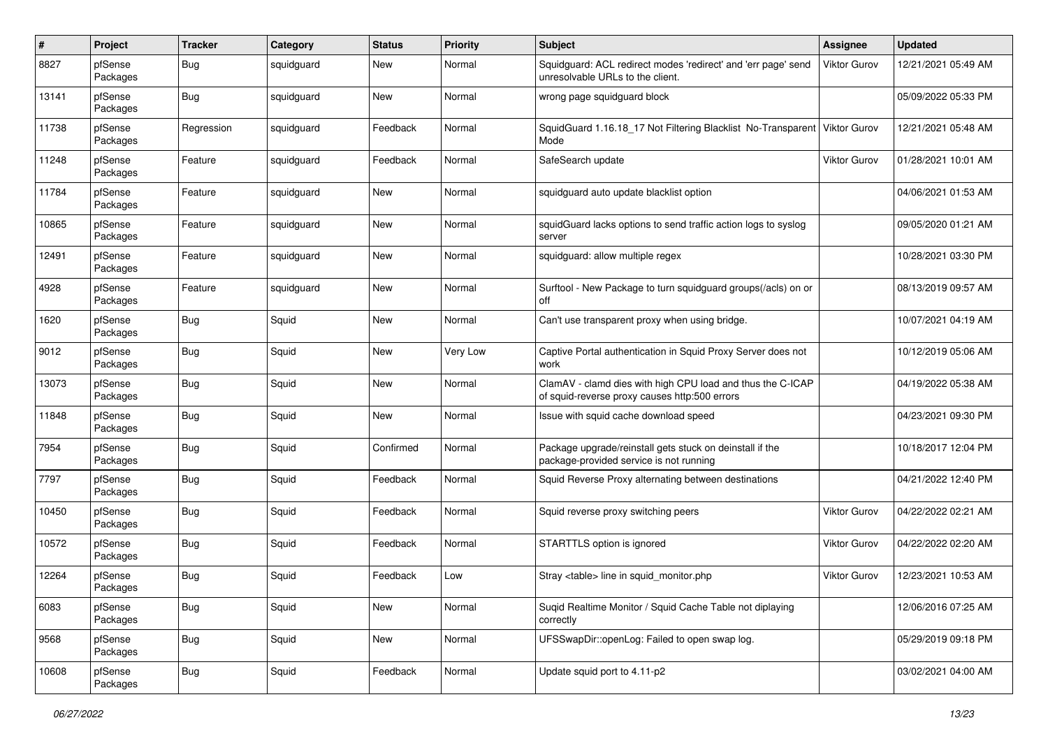| # | Project | Tracker | Category | Status | Priority | Subject | Assignee | Updated |
|---|---|---|---|---|---|---|---|---|
| 8827 | pfSense Packages | Bug | squidguard | New | Normal | Squidguard: ACL redirect modes 'redirect' and 'err page' send unresolvable URLs to the client. | Viktor Gurov | 12/21/2021 05:49 AM |
| 13141 | pfSense Packages | Bug | squidguard | New | Normal | wrong page squidguard block | | 05/09/2022 05:33 PM |
| 11738 | pfSense Packages | Regression | squidguard | Feedback | Normal | SquidGuard 1.16.18_17 Not Filtering Blacklist No-Transparent Mode | Viktor Gurov | 12/21/2021 05:48 AM |
| 11248 | pfSense Packages | Feature | squidguard | Feedback | Normal | SafeSearch update | Viktor Gurov | 01/28/2021 10:01 AM |
| 11784 | pfSense Packages | Feature | squidguard | New | Normal | squidguard auto update blacklist option | | 04/06/2021 01:53 AM |
| 10865 | pfSense Packages | Feature | squidguard | New | Normal | squidGuard lacks options to send traffic action logs to syslog server | | 09/05/2020 01:21 AM |
| 12491 | pfSense Packages | Feature | squidguard | New | Normal | squidguard: allow multiple regex | | 10/28/2021 03:30 PM |
| 4928 | pfSense Packages | Feature | squidguard | New | Normal | Surftool - New Package to turn squidguard groups(/acls) on or off | | 08/13/2019 09:57 AM |
| 1620 | pfSense Packages | Bug | Squid | New | Normal | Can't use transparent proxy when using bridge. | | 10/07/2021 04:19 AM |
| 9012 | pfSense Packages | Bug | Squid | New | Very Low | Captive Portal authentication in Squid Proxy Server does not work | | 10/12/2019 05:06 AM |
| 13073 | pfSense Packages | Bug | Squid | New | Normal | ClamAV - clamd dies with high CPU load and thus the C-ICAP of squid-reverse proxy causes http:500 errors | | 04/19/2022 05:38 AM |
| 11848 | pfSense Packages | Bug | Squid | New | Normal | Issue with squid cache download speed | | 04/23/2021 09:30 PM |
| 7954 | pfSense Packages | Bug | Squid | Confirmed | Normal | Package upgrade/reinstall gets stuck on deinstall if the package-provided service is not running | | 10/18/2017 12:04 PM |
| 7797 | pfSense Packages | Bug | Squid | Feedback | Normal | Squid Reverse Proxy alternating between destinations | | 04/21/2022 12:40 PM |
| 10450 | pfSense Packages | Bug | Squid | Feedback | Normal | Squid reverse proxy switching peers | Viktor Gurov | 04/22/2022 02:21 AM |
| 10572 | pfSense Packages | Bug | Squid | Feedback | Normal | STARTTLS option is ignored | Viktor Gurov | 04/22/2022 02:20 AM |
| 12264 | pfSense Packages | Bug | Squid | Feedback | Low | Stray <table> line in squid_monitor.php | Viktor Gurov | 12/23/2021 10:53 AM |
| 6083 | pfSense Packages | Bug | Squid | New | Normal | Suqid Realtime Monitor / Squid Cache Table not diplaying correctly | | 12/06/2016 07:25 AM |
| 9568 | pfSense Packages | Bug | Squid | New | Normal | UFSSwapDir::openLog: Failed to open swap log. | | 05/29/2019 09:18 PM |
| 10608 | pfSense Packages | Bug | Squid | Feedback | Normal | Update squid port to 4.11-p2 | | 03/02/2021 04:00 AM |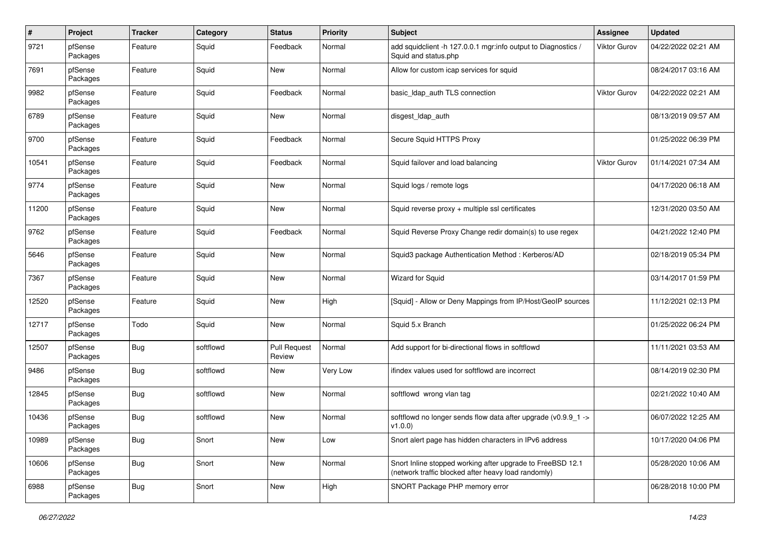| # | Project | Tracker | Category | Status | Priority | Subject | Assignee | Updated |
|---|---|---|---|---|---|---|---|---|
| 9721 | pfSense Packages | Feature | Squid | Feedback | Normal | add squidclient -h 127.0.0.1 mgr:info output to Diagnostics / Squid and status.php | Viktor Gurov | 04/22/2022 02:21 AM |
| 7691 | pfSense Packages | Feature | Squid | New | Normal | Allow for custom icap services for squid | | 08/24/2017 03:16 AM |
| 9982 | pfSense Packages | Feature | Squid | Feedback | Normal | basic_ldap_auth TLS connection | Viktor Gurov | 04/22/2022 02:21 AM |
| 6789 | pfSense Packages | Feature | Squid | New | Normal | disgest_ldap_auth | | 08/13/2019 09:57 AM |
| 9700 | pfSense Packages | Feature | Squid | Feedback | Normal | Secure Squid HTTPS Proxy | | 01/25/2022 06:39 PM |
| 10541 | pfSense Packages | Feature | Squid | Feedback | Normal | Squid failover and load balancing | Viktor Gurov | 01/14/2021 07:34 AM |
| 9774 | pfSense Packages | Feature | Squid | New | Normal | Squid logs / remote logs | | 04/17/2020 06:18 AM |
| 11200 | pfSense Packages | Feature | Squid | New | Normal | Squid reverse proxy + multiple ssl certificates | | 12/31/2020 03:50 AM |
| 9762 | pfSense Packages | Feature | Squid | Feedback | Normal | Squid Reverse Proxy Change redir domain(s) to use regex | | 04/21/2022 12:40 PM |
| 5646 | pfSense Packages | Feature | Squid | New | Normal | Squid3 package Authentication Method : Kerberos/AD | | 02/18/2019 05:34 PM |
| 7367 | pfSense Packages | Feature | Squid | New | Normal | Wizard for Squid | | 03/14/2017 01:59 PM |
| 12520 | pfSense Packages | Feature | Squid | New | High | [Squid] - Allow or Deny Mappings from IP/Host/GeoIP sources | | 11/12/2021 02:13 PM |
| 12717 | pfSense Packages | Todo | Squid | New | Normal | Squid 5.x Branch | | 01/25/2022 06:24 PM |
| 12507 | pfSense Packages | Bug | softflowd | Pull Request Review | Normal | Add support for bi-directional flows in softflowd | | 11/11/2021 03:53 AM |
| 9486 | pfSense Packages | Bug | softflowd | New | Very Low | ifindex values used for softflowd are incorrect | | 08/14/2019 02:30 PM |
| 12845 | pfSense Packages | Bug | softflowd | New | Normal | softflowd wrong vlan tag | | 02/21/2022 10:40 AM |
| 10436 | pfSense Packages | Bug | softflowd | New | Normal | softflowd no longer sends flow data after upgrade (v0.9.9_1 -> v1.0.0) | | 06/07/2022 12:25 AM |
| 10989 | pfSense Packages | Bug | Snort | New | Low | Snort alert page has hidden characters in IPv6 address | | 10/17/2020 04:06 PM |
| 10606 | pfSense Packages | Bug | Snort | New | Normal | Snort Inline stopped working after upgrade to FreeBSD 12.1 (network traffic blocked after heavy load randomly) | | 05/28/2020 10:06 AM |
| 6988 | pfSense Packages | Bug | Snort | New | High | SNORT Package PHP memory error | | 06/28/2018 10:00 PM |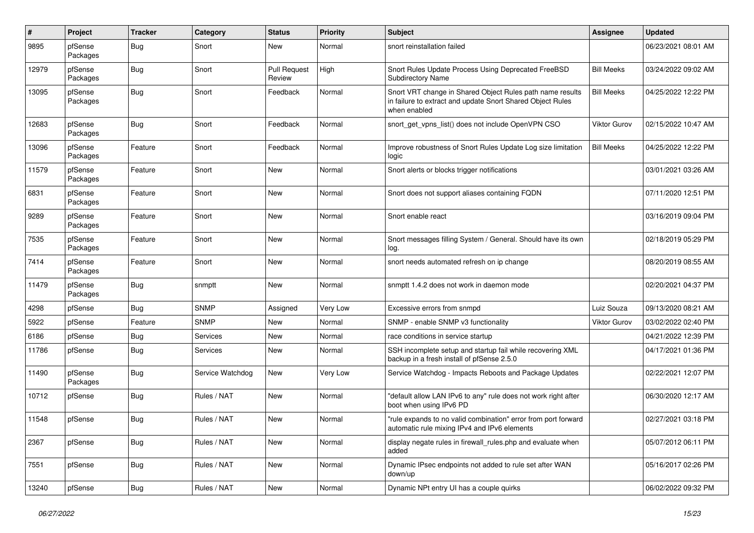| # | Project | Tracker | Category | Status | Priority | Subject | Assignee | Updated |
|---|---|---|---|---|---|---|---|---|
| 9895 | pfSense Packages | Bug | Snort | New | Normal | snort reinstallation failed | | 06/23/2021 08:01 AM |
| 12979 | pfSense Packages | Bug | Snort | Pull Request Review | High | Snort Rules Update Process Using Deprecated FreeBSD Subdirectory Name | Bill Meeks | 03/24/2022 09:02 AM |
| 13095 | pfSense Packages | Bug | Snort | Feedback | Normal | Snort VRT change in Shared Object Rules path name results in failure to extract and update Snort Shared Object Rules when enabled | Bill Meeks | 04/25/2022 12:22 PM |
| 12683 | pfSense Packages | Bug | Snort | Feedback | Normal | snort_get_vpns_list() does not include OpenVPN CSO | Viktor Gurov | 02/15/2022 10:47 AM |
| 13096 | pfSense Packages | Feature | Snort | Feedback | Normal | Improve robustness of Snort Rules Update Log size limitation logic | Bill Meeks | 04/25/2022 12:22 PM |
| 11579 | pfSense Packages | Feature | Snort | New | Normal | Snort alerts or blocks trigger notifications | | 03/01/2021 03:26 AM |
| 6831 | pfSense Packages | Feature | Snort | New | Normal | Snort does not support aliases containing FQDN | | 07/11/2020 12:51 PM |
| 9289 | pfSense Packages | Feature | Snort | New | Normal | Snort enable react | | 03/16/2019 09:04 PM |
| 7535 | pfSense Packages | Feature | Snort | New | Normal | Snort messages filling System / General. Should have its own log. | | 02/18/2019 05:29 PM |
| 7414 | pfSense Packages | Feature | Snort | New | Normal | snort needs automated refresh on ip change | | 08/20/2019 08:55 AM |
| 11479 | pfSense Packages | Bug | snmptt | New | Normal | snmptt 1.4.2 does not work in daemon mode | | 02/20/2021 04:37 PM |
| 4298 | pfSense | Bug | SNMP | Assigned | Very Low | Excessive errors from snmpd | Luiz Souza | 09/13/2020 08:21 AM |
| 5922 | pfSense | Feature | SNMP | New | Normal | SNMP - enable SNMP v3 functionality | Viktor Gurov | 03/02/2022 02:40 PM |
| 6186 | pfSense | Bug | Services | New | Normal | race conditions in service startup | | 04/21/2022 12:39 PM |
| 11786 | pfSense | Bug | Services | New | Normal | SSH incomplete setup and startup fail while recovering XML backup in a fresh install of pfSense 2.5.0 | | 04/17/2021 01:36 PM |
| 11490 | pfSense Packages | Bug | Service Watchdog | New | Very Low | Service Watchdog - Impacts Reboots and Package Updates | | 02/22/2021 12:07 PM |
| 10712 | pfSense | Bug | Rules / NAT | New | Normal | "default allow LAN IPv6 to any" rule does not work right after boot when using IPv6 PD | | 06/30/2020 12:17 AM |
| 11548 | pfSense | Bug | Rules / NAT | New | Normal | "rule expands to no valid combination" error from port forward automatic rule mixing IPv4 and IPv6 elements | | 02/27/2021 03:18 PM |
| 2367 | pfSense | Bug | Rules / NAT | New | Normal | display negate rules in firewall_rules.php and evaluate when added | | 05/07/2012 06:11 PM |
| 7551 | pfSense | Bug | Rules / NAT | New | Normal | Dynamic IPsec endpoints not added to rule set after WAN down/up | | 05/16/2017 02:26 PM |
| 13240 | pfSense | Bug | Rules / NAT | New | Normal | Dynamic NPt entry UI has a couple quirks | | 06/02/2022 09:32 PM |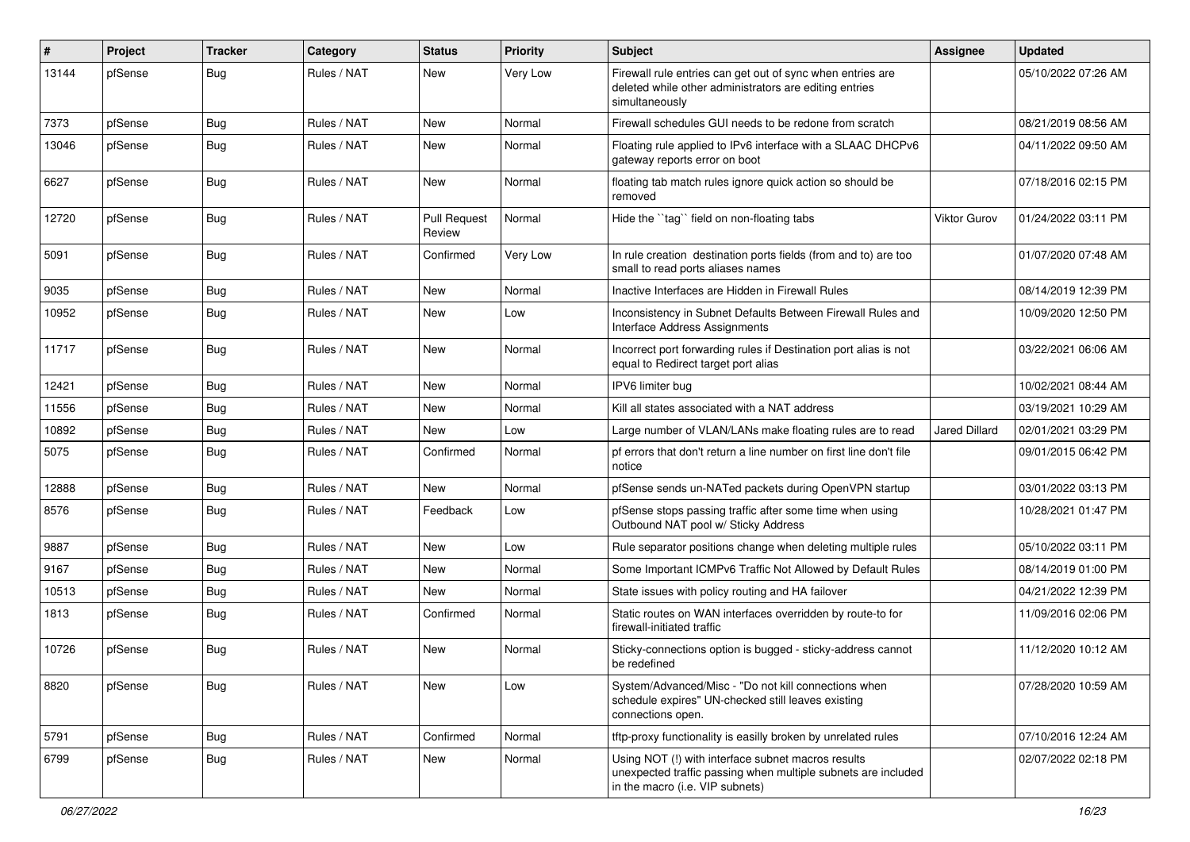| # | Project | Tracker | Category | Status | Priority | Subject | Assignee | Updated |
|---|---|---|---|---|---|---|---|---|
| 13144 | pfSense | Bug | Rules / NAT | New | Very Low | Firewall rule entries can get out of sync when entries are deleted while other administrators are editing entries simultaneously | | 05/10/2022 07:26 AM |
| 7373 | pfSense | Bug | Rules / NAT | New | Normal | Firewall schedules GUI needs to be redone from scratch | | 08/21/2019 08:56 AM |
| 13046 | pfSense | Bug | Rules / NAT | New | Normal | Floating rule applied to IPv6 interface with a SLAAC DHCPv6 gateway reports error on boot | | 04/11/2022 09:50 AM |
| 6627 | pfSense | Bug | Rules / NAT | New | Normal | floating tab match rules ignore quick action so should be removed | | 07/18/2016 02:15 PM |
| 12720 | pfSense | Bug | Rules / NAT | Pull Request Review | Normal | Hide the ``tag`` field on non-floating tabs | Viktor Gurov | 01/24/2022 03:11 PM |
| 5091 | pfSense | Bug | Rules / NAT | Confirmed | Very Low | In rule creation destination ports fields (from and to) are too small to read ports aliases names | | 01/07/2020 07:48 AM |
| 9035 | pfSense | Bug | Rules / NAT | New | Normal | Inactive Interfaces are Hidden in Firewall Rules | | 08/14/2019 12:39 PM |
| 10952 | pfSense | Bug | Rules / NAT | New | Low | Inconsistency in Subnet Defaults Between Firewall Rules and Interface Address Assignments | | 10/09/2020 12:50 PM |
| 11717 | pfSense | Bug | Rules / NAT | New | Normal | Incorrect port forwarding rules if Destination port alias is not equal to Redirect target port alias | | 03/22/2021 06:06 AM |
| 12421 | pfSense | Bug | Rules / NAT | New | Normal | IPV6 limiter bug | | 10/02/2021 08:44 AM |
| 11556 | pfSense | Bug | Rules / NAT | New | Normal | Kill all states associated with a NAT address | | 03/19/2021 10:29 AM |
| 10892 | pfSense | Bug | Rules / NAT | New | Low | Large number of VLAN/LANs make floating rules are to read | Jared Dillard | 02/01/2021 03:29 PM |
| 5075 | pfSense | Bug | Rules / NAT | Confirmed | Normal | pf errors that don't return a line number on first line don't file notice | | 09/01/2015 06:42 PM |
| 12888 | pfSense | Bug | Rules / NAT | New | Normal | pfSense sends un-NATed packets during OpenVPN startup | | 03/01/2022 03:13 PM |
| 8576 | pfSense | Bug | Rules / NAT | Feedback | Low | pfSense stops passing traffic after some time when using Outbound NAT pool w/ Sticky Address | | 10/28/2021 01:47 PM |
| 9887 | pfSense | Bug | Rules / NAT | New | Low | Rule separator positions change when deleting multiple rules | | 05/10/2022 03:11 PM |
| 9167 | pfSense | Bug | Rules / NAT | New | Normal | Some Important ICMPv6 Traffic Not Allowed by Default Rules | | 08/14/2019 01:00 PM |
| 10513 | pfSense | Bug | Rules / NAT | New | Normal | State issues with policy routing and HA failover | | 04/21/2022 12:39 PM |
| 1813 | pfSense | Bug | Rules / NAT | Confirmed | Normal | Static routes on WAN interfaces overridden by route-to for firewall-initiated traffic | | 11/09/2016 02:06 PM |
| 10726 | pfSense | Bug | Rules / NAT | New | Normal | Sticky-connections option is bugged - sticky-address cannot be redefined | | 11/12/2020 10:12 AM |
| 8820 | pfSense | Bug | Rules / NAT | New | Low | System/Advanced/Misc - "Do not kill connections when schedule expires" UN-checked still leaves existing connections open. | | 07/28/2020 10:59 AM |
| 5791 | pfSense | Bug | Rules / NAT | Confirmed | Normal | tftp-proxy functionality is easilly broken by unrelated rules | | 07/10/2016 12:24 AM |
| 6799 | pfSense | Bug | Rules / NAT | New | Normal | Using NOT (!) with interface subnet macros results unexpected traffic passing when multiple subnets are included in the macro (i.e. VIP subnets) | | 02/07/2022 02:18 PM |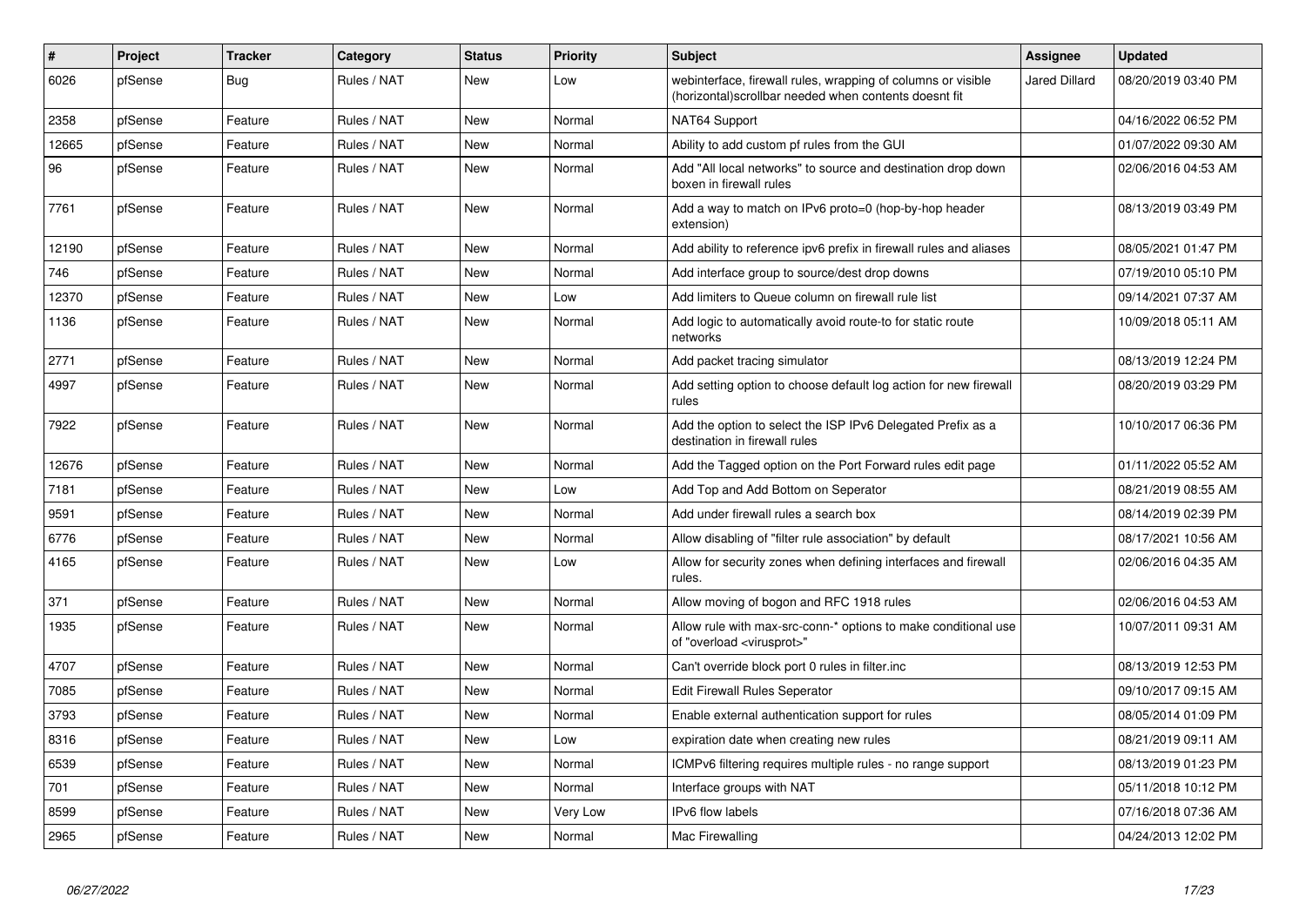| # | Project | Tracker | Category | Status | Priority | Subject | Assignee | Updated |
|---|---|---|---|---|---|---|---|---|
| 6026 | pfSense | Bug | Rules / NAT | New | Low | webinterface, firewall rules, wrapping of columns or visible (horizontal)scrollbar needed when contents doesnt fit | Jared Dillard | 08/20/2019 03:40 PM |
| 2358 | pfSense | Feature | Rules / NAT | New | Normal | NAT64 Support | | 04/16/2022 06:52 PM |
| 12665 | pfSense | Feature | Rules / NAT | New | Normal | Ability to add custom pf rules from the GUI | | 01/07/2022 09:30 AM |
| 96 | pfSense | Feature | Rules / NAT | New | Normal | Add "All local networks" to source and destination drop down boxen in firewall rules | | 02/06/2016 04:53 AM |
| 7761 | pfSense | Feature | Rules / NAT | New | Normal | Add a way to match on IPv6 proto=0 (hop-by-hop header extension) | | 08/13/2019 03:49 PM |
| 12190 | pfSense | Feature | Rules / NAT | New | Normal | Add ability to reference ipv6 prefix in firewall rules and aliases | | 08/05/2021 01:47 PM |
| 746 | pfSense | Feature | Rules / NAT | New | Normal | Add interface group to source/dest drop downs | | 07/19/2010 05:10 PM |
| 12370 | pfSense | Feature | Rules / NAT | New | Low | Add limiters to Queue column on firewall rule list | | 09/14/2021 07:37 AM |
| 1136 | pfSense | Feature | Rules / NAT | New | Normal | Add logic to automatically avoid route-to for static route networks | | 10/09/2018 05:11 AM |
| 2771 | pfSense | Feature | Rules / NAT | New | Normal | Add packet tracing simulator | | 08/13/2019 12:24 PM |
| 4997 | pfSense | Feature | Rules / NAT | New | Normal | Add setting option to choose default log action for new firewall rules | | 08/20/2019 03:29 PM |
| 7922 | pfSense | Feature | Rules / NAT | New | Normal | Add the option to select the ISP IPv6 Delegated Prefix as a destination in firewall rules | | 10/10/2017 06:36 PM |
| 12676 | pfSense | Feature | Rules / NAT | New | Normal | Add the Tagged option on the Port Forward rules edit page | | 01/11/2022 05:52 AM |
| 7181 | pfSense | Feature | Rules / NAT | New | Low | Add Top and Add Bottom on Seperator | | 08/21/2019 08:55 AM |
| 9591 | pfSense | Feature | Rules / NAT | New | Normal | Add under firewall rules a search box | | 08/14/2019 02:39 PM |
| 6776 | pfSense | Feature | Rules / NAT | New | Normal | Allow disabling of "filter rule association" by default | | 08/17/2021 10:56 AM |
| 4165 | pfSense | Feature | Rules / NAT | New | Low | Allow for security zones when defining interfaces and firewall rules. | | 02/06/2016 04:35 AM |
| 371 | pfSense | Feature | Rules / NAT | New | Normal | Allow moving of bogon and RFC 1918 rules | | 02/06/2016 04:53 AM |
| 1935 | pfSense | Feature | Rules / NAT | New | Normal | Allow rule with max-src-conn-* options to make conditional use of "overload <virusprot>" | | 10/07/2011 09:31 AM |
| 4707 | pfSense | Feature | Rules / NAT | New | Normal | Can't override block port 0 rules in filter.inc | | 08/13/2019 12:53 PM |
| 7085 | pfSense | Feature | Rules / NAT | New | Normal | Edit Firewall Rules Seperator | | 09/10/2017 09:15 AM |
| 3793 | pfSense | Feature | Rules / NAT | New | Normal | Enable external authentication support for rules | | 08/05/2014 01:09 PM |
| 8316 | pfSense | Feature | Rules / NAT | New | Low | expiration date when creating new rules | | 08/21/2019 09:11 AM |
| 6539 | pfSense | Feature | Rules / NAT | New | Normal | ICMPv6 filtering requires multiple rules - no range support | | 08/13/2019 01:23 PM |
| 701 | pfSense | Feature | Rules / NAT | New | Normal | Interface groups with NAT | | 05/11/2018 10:12 PM |
| 8599 | pfSense | Feature | Rules / NAT | New | Very Low | IPv6 flow labels | | 07/16/2018 07:36 AM |
| 2965 | pfSense | Feature | Rules / NAT | New | Normal | Mac Firewalling | | 04/24/2013 12:02 PM |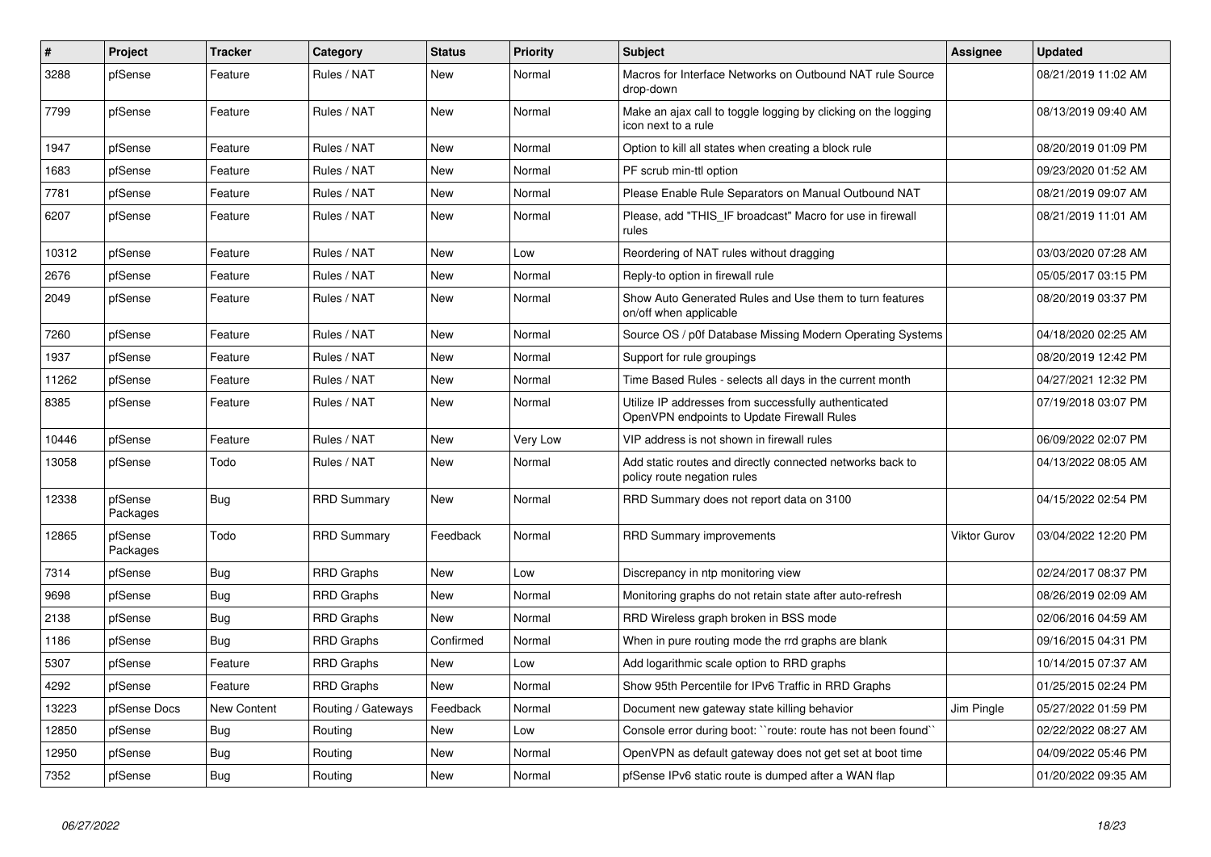| # | Project | Tracker | Category | Status | Priority | Subject | Assignee | Updated |
|---|---|---|---|---|---|---|---|---|
| 3288 | pfSense | Feature | Rules / NAT | New | Normal | Macros for Interface Networks on Outbound NAT rule Source drop-down | | 08/21/2019 11:02 AM |
| 7799 | pfSense | Feature | Rules / NAT | New | Normal | Make an ajax call to toggle logging by clicking on the logging icon next to a rule | | 08/13/2019 09:40 AM |
| 1947 | pfSense | Feature | Rules / NAT | New | Normal | Option to kill all states when creating a block rule | | 08/20/2019 01:09 PM |
| 1683 | pfSense | Feature | Rules / NAT | New | Normal | PF scrub min-ttl option | | 09/23/2020 01:52 AM |
| 7781 | pfSense | Feature | Rules / NAT | New | Normal | Please Enable Rule Separators on Manual Outbound NAT | | 08/21/2019 09:07 AM |
| 6207 | pfSense | Feature | Rules / NAT | New | Normal | Please, add "THIS_IF broadcast" Macro for use in firewall rules | | 08/21/2019 11:01 AM |
| 10312 | pfSense | Feature | Rules / NAT | New | Low | Reordering of NAT rules without dragging | | 03/03/2020 07:28 AM |
| 2676 | pfSense | Feature | Rules / NAT | New | Normal | Reply-to option in firewall rule | | 05/05/2017 03:15 PM |
| 2049 | pfSense | Feature | Rules / NAT | New | Normal | Show Auto Generated Rules and Use them to turn features on/off when applicable | | 08/20/2019 03:37 PM |
| 7260 | pfSense | Feature | Rules / NAT | New | Normal | Source OS / p0f Database Missing Modern Operating Systems | | 04/18/2020 02:25 AM |
| 1937 | pfSense | Feature | Rules / NAT | New | Normal | Support for rule groupings | | 08/20/2019 12:42 PM |
| 11262 | pfSense | Feature | Rules / NAT | New | Normal | Time Based Rules - selects all days in the current month | | 04/27/2021 12:32 PM |
| 8385 | pfSense | Feature | Rules / NAT | New | Normal | Utilize IP addresses from successfully authenticated OpenVPN endpoints to Update Firewall Rules | | 07/19/2018 03:07 PM |
| 10446 | pfSense | Feature | Rules / NAT | New | Very Low | VIP address is not shown in firewall rules | | 06/09/2022 02:07 PM |
| 13058 | pfSense | Todo | Rules / NAT | New | Normal | Add static routes and directly connected networks back to policy route negation rules | | 04/13/2022 08:05 AM |
| 12338 | pfSense Packages | Bug | RRD Summary | New | Normal | RRD Summary does not report data on 3100 | | 04/15/2022 02:54 PM |
| 12865 | pfSense Packages | Todo | RRD Summary | Feedback | Normal | RRD Summary improvements | Viktor Gurov | 03/04/2022 12:20 PM |
| 7314 | pfSense | Bug | RRD Graphs | New | Low | Discrepancy in ntp monitoring view | | 02/24/2017 08:37 PM |
| 9698 | pfSense | Bug | RRD Graphs | New | Normal | Monitoring graphs do not retain state after auto-refresh | | 08/26/2019 02:09 AM |
| 2138 | pfSense | Bug | RRD Graphs | New | Normal | RRD Wireless graph broken in BSS mode | | 02/06/2016 04:59 AM |
| 1186 | pfSense | Bug | RRD Graphs | Confirmed | Normal | When in pure routing mode the rrd graphs are blank | | 09/16/2015 04:31 PM |
| 5307 | pfSense | Feature | RRD Graphs | New | Low | Add logarithmic scale option to RRD graphs | | 10/14/2015 07:37 AM |
| 4292 | pfSense | Feature | RRD Graphs | New | Normal | Show 95th Percentile for IPv6 Traffic in RRD Graphs | | 01/25/2015 02:24 PM |
| 13223 | pfSense Docs | New Content | Routing / Gateways | Feedback | Normal | Document new gateway state killing behavior | Jim Pingle | 05/27/2022 01:59 PM |
| 12850 | pfSense | Bug | Routing | New | Low | Console error during boot: ``route: route has not been found`` | | 02/22/2022 08:27 AM |
| 12950 | pfSense | Bug | Routing | New | Normal | OpenVPN as default gateway does not get set at boot time | | 04/09/2022 05:46 PM |
| 7352 | pfSense | Bug | Routing | New | Normal | pfSense IPv6 static route is dumped after a WAN flap | | 01/20/2022 09:35 AM |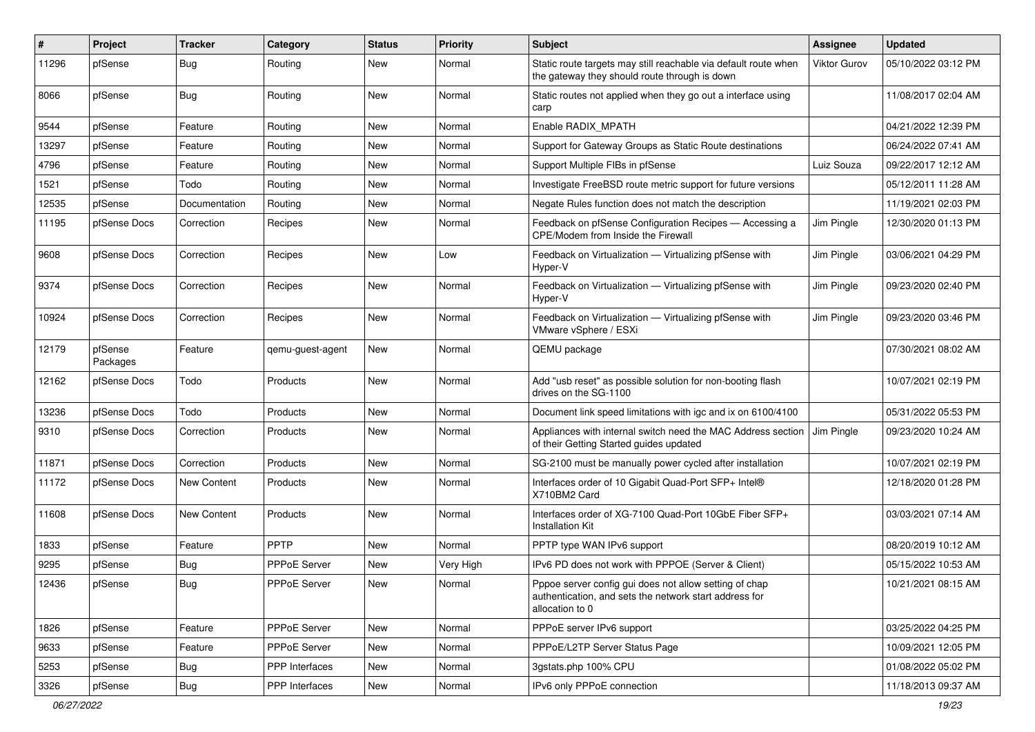| # | Project | Tracker | Category | Status | Priority | Subject | Assignee | Updated |
|---|---|---|---|---|---|---|---|---|
| 11296 | pfSense | Bug | Routing | New | Normal | Static route targets may still reachable via default route when the gateway they should route through is down | Viktor Gurov | 05/10/2022 03:12 PM |
| 8066 | pfSense | Bug | Routing | New | Normal | Static routes not applied when they go out a interface using carp | | 11/08/2017 02:04 AM |
| 9544 | pfSense | Feature | Routing | New | Normal | Enable RADIX_MPATH | | 04/21/2022 12:39 PM |
| 13297 | pfSense | Feature | Routing | New | Normal | Support for Gateway Groups as Static Route destinations | | 06/24/2022 07:41 AM |
| 4796 | pfSense | Feature | Routing | New | Normal | Support Multiple FIBs in pfSense | Luiz Souza | 09/22/2017 12:12 AM |
| 1521 | pfSense | Todo | Routing | New | Normal | Investigate FreeBSD route metric support for future versions | | 05/12/2011 11:28 AM |
| 12535 | pfSense | Documentation | Routing | New | Normal | Negate Rules function does not match the description | | 11/19/2021 02:03 PM |
| 11195 | pfSense Docs | Correction | Recipes | New | Normal | Feedback on pfSense Configuration Recipes — Accessing a CPE/Modem from Inside the Firewall | Jim Pingle | 12/30/2020 01:13 PM |
| 9608 | pfSense Docs | Correction | Recipes | New | Low | Feedback on Virtualization — Virtualizing pfSense with Hyper-V | Jim Pingle | 03/06/2021 04:29 PM |
| 9374 | pfSense Docs | Correction | Recipes | New | Normal | Feedback on Virtualization — Virtualizing pfSense with Hyper-V | Jim Pingle | 09/23/2020 02:40 PM |
| 10924 | pfSense Docs | Correction | Recipes | New | Normal | Feedback on Virtualization — Virtualizing pfSense with VMware vSphere / ESXi | Jim Pingle | 09/23/2020 03:46 PM |
| 12179 | pfSense Packages | Feature | qemu-guest-agent | New | Normal | QEMU package | | 07/30/2021 08:02 AM |
| 12162 | pfSense Docs | Todo | Products | New | Normal | Add "usb reset" as possible solution for non-booting flash drives on the SG-1100 | | 10/07/2021 02:19 PM |
| 13236 | pfSense Docs | Todo | Products | New | Normal | Document link speed limitations with igc and ix on 6100/4100 | | 05/31/2022 05:53 PM |
| 9310 | pfSense Docs | Correction | Products | New | Normal | Appliances with internal switch need the MAC Address section of their Getting Started guides updated | Jim Pingle | 09/23/2020 10:24 AM |
| 11871 | pfSense Docs | Correction | Products | New | Normal | SG-2100 must be manually power cycled after installation | | 10/07/2021 02:19 PM |
| 11172 | pfSense Docs | New Content | Products | New | Normal | Interfaces order of 10 Gigabit Quad-Port SFP+ Intel® X710BM2 Card | | 12/18/2020 01:28 PM |
| 11608 | pfSense Docs | New Content | Products | New | Normal | Interfaces order of XG-7100 Quad-Port 10GbE Fiber SFP+ Installation Kit | | 03/03/2021 07:14 AM |
| 1833 | pfSense | Feature | PPTP | New | Normal | PPTP type WAN IPv6 support | | 08/20/2019 10:12 AM |
| 9295 | pfSense | Bug | PPPoE Server | New | Very High | IPv6 PD does not work with PPPOE (Server & Client) | | 05/15/2022 10:53 AM |
| 12436 | pfSense | Bug | PPPoE Server | New | Normal | Pppoe server config gui does not allow setting of chap authentication, and sets the network start address for allocation to 0 | | 10/21/2021 08:15 AM |
| 1826 | pfSense | Feature | PPPoE Server | New | Normal | PPPoE server IPv6 support | | 03/25/2022 04:25 PM |
| 9633 | pfSense | Feature | PPPoE Server | New | Normal | PPPoE/L2TP Server Status Page | | 10/09/2021 12:05 PM |
| 5253 | pfSense | Bug | PPP Interfaces | New | Normal | 3gstats.php 100% CPU | | 01/08/2022 05:02 PM |
| 3326 | pfSense | Bug | PPP Interfaces | New | Normal | IPv6 only PPPoE connection | | 11/18/2013 09:37 AM |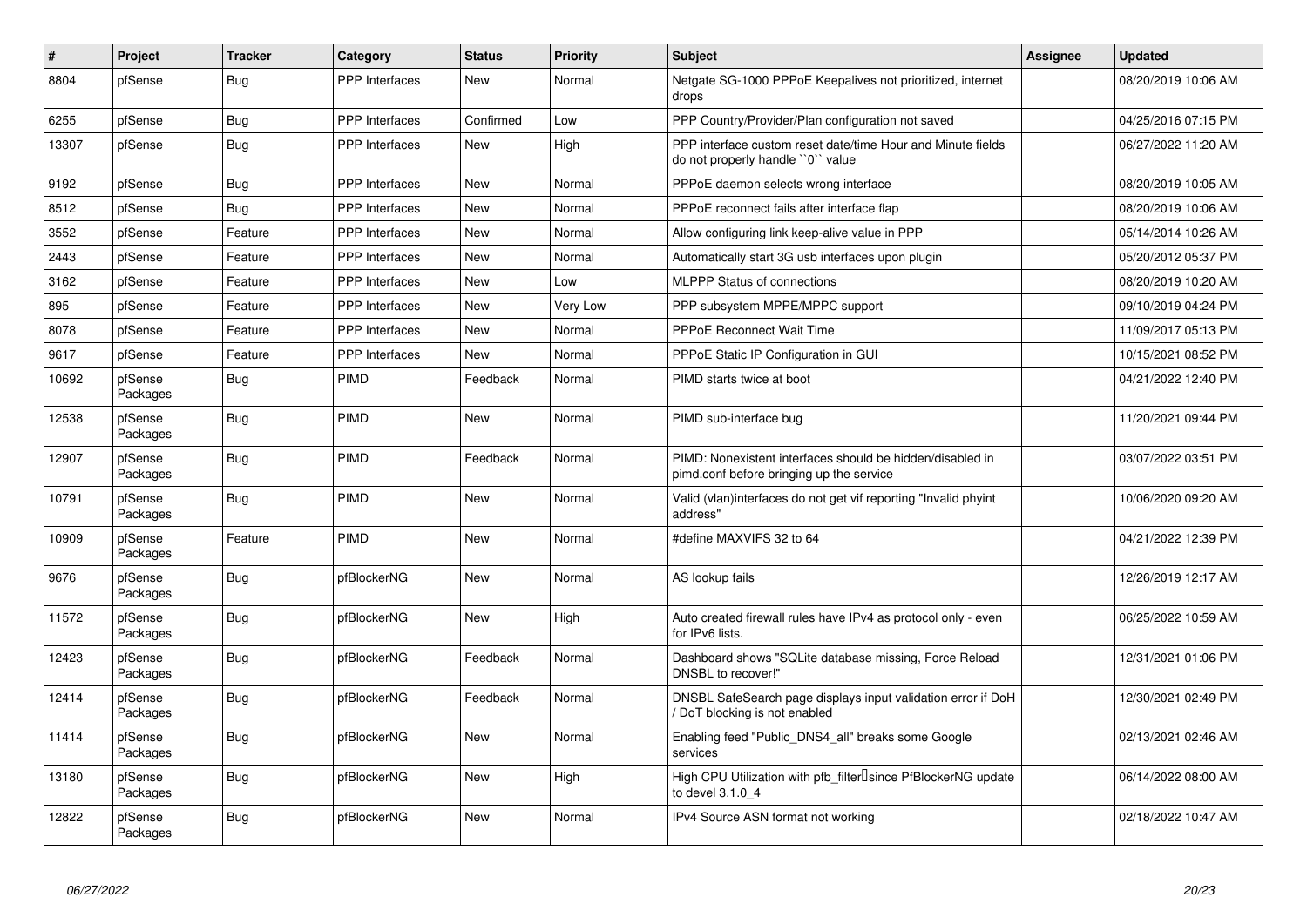| # | Project | Tracker | Category | Status | Priority | Subject | Assignee | Updated |
|---|---|---|---|---|---|---|---|---|
| 8804 | pfSense | Bug | PPP Interfaces | New | Normal | Netgate SG-1000 PPPoE Keepalives not prioritized, internet drops | | 08/20/2019 10:06 AM |
| 6255 | pfSense | Bug | PPP Interfaces | Confirmed | Low | PPP Country/Provider/Plan configuration not saved | | 04/25/2016 07:15 PM |
| 13307 | pfSense | Bug | PPP Interfaces | New | High | PPP interface custom reset date/time Hour and Minute fields do not properly handle ``0`` value | | 06/27/2022 11:20 AM |
| 9192 | pfSense | Bug | PPP Interfaces | New | Normal | PPPoE daemon selects wrong interface | | 08/20/2019 10:05 AM |
| 8512 | pfSense | Bug | PPP Interfaces | New | Normal | PPPoE reconnect fails after interface flap | | 08/20/2019 10:06 AM |
| 3552 | pfSense | Feature | PPP Interfaces | New | Normal | Allow configuring link keep-alive value in PPP | | 05/14/2014 10:26 AM |
| 2443 | pfSense | Feature | PPP Interfaces | New | Normal | Automatically start 3G usb interfaces upon plugin | | 05/20/2012 05:37 PM |
| 3162 | pfSense | Feature | PPP Interfaces | New | Low | MLPPP Status of connections | | 08/20/2019 10:20 AM |
| 895 | pfSense | Feature | PPP Interfaces | New | Very Low | PPP subsystem MPPE/MPPC support | | 09/10/2019 04:24 PM |
| 8078 | pfSense | Feature | PPP Interfaces | New | Normal | PPPoE Reconnect Wait Time | | 11/09/2017 05:13 PM |
| 9617 | pfSense | Feature | PPP Interfaces | New | Normal | PPPoE Static IP Configuration in GUI | | 10/15/2021 08:52 PM |
| 10692 | pfSense Packages | Bug | PIMD | Feedback | Normal | PIMD starts twice at boot | | 04/21/2022 12:40 PM |
| 12538 | pfSense Packages | Bug | PIMD | New | Normal | PIMD sub-interface bug | | 11/20/2021 09:44 PM |
| 12907 | pfSense Packages | Bug | PIMD | Feedback | Normal | PIMD: Nonexistent interfaces should be hidden/disabled in pimd.conf before bringing up the service | | 03/07/2022 03:51 PM |
| 10791 | pfSense Packages | Bug | PIMD | New | Normal | Valid (vlan)interfaces do not get vif reporting "Invalid phyint address" | | 10/06/2020 09:20 AM |
| 10909 | pfSense Packages | Feature | PIMD | New | Normal | #define MAXVIFS 32 to 64 | | 04/21/2022 12:39 PM |
| 9676 | pfSense Packages | Bug | pfBlockerNG | New | Normal | AS lookup fails | | 12/26/2019 12:17 AM |
| 11572 | pfSense Packages | Bug | pfBlockerNG | New | High | Auto created firewall rules have IPv4 as protocol only - even for IPv6 lists. | | 06/25/2022 10:59 AM |
| 12423 | pfSense Packages | Bug | pfBlockerNG | Feedback | Normal | Dashboard shows "SQLite database missing, Force Reload DNSBL to recover!" | | 12/31/2021 01:06 PM |
| 12414 | pfSense Packages | Bug | pfBlockerNG | Feedback | Normal | DNSBL SafeSearch page displays input validation error if DoH / DoT blocking is not enabled | | 12/30/2021 02:49 PM |
| 11414 | pfSense Packages | Bug | pfBlockerNG | New | Normal | Enabling feed "Public_DNS4_all" breaks some Google services | | 02/13/2021 02:46 AM |
| 13180 | pfSense Packages | Bug | pfBlockerNG | New | High | High CPU Utilization with pfb_filter since PfBlockerNG update to devel 3.1.0_4 | | 06/14/2022 08:00 AM |
| 12822 | pfSense Packages | Bug | pfBlockerNG | New | Normal | IPv4 Source ASN format not working | | 02/18/2022 10:47 AM |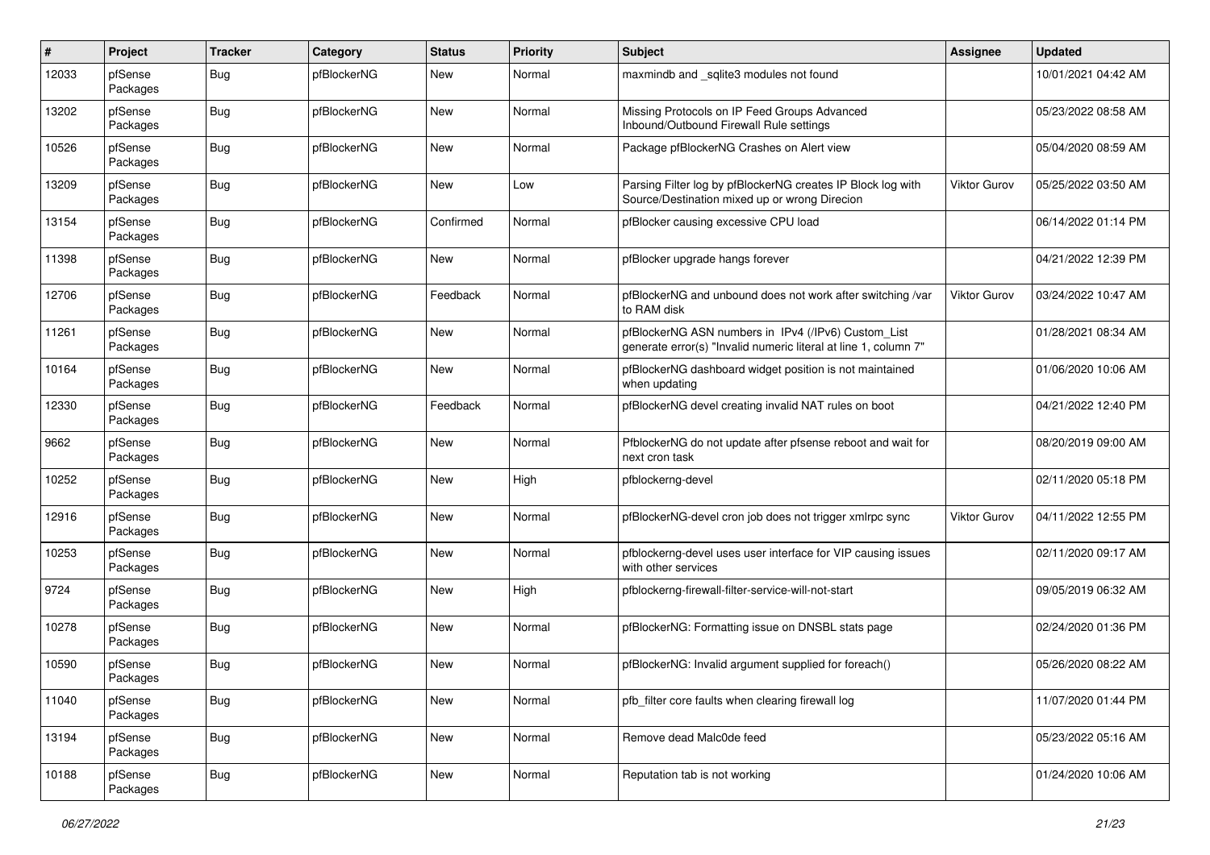| # | Project | Tracker | Category | Status | Priority | Subject | Assignee | Updated |
|---|---|---|---|---|---|---|---|---|
| 12033 | pfSense Packages | Bug | pfBlockerNG | New | Normal | maxmindb and _sqlite3 modules not found | | 10/01/2021 04:42 AM |
| 13202 | pfSense Packages | Bug | pfBlockerNG | New | Normal | Missing Protocols on IP Feed Groups Advanced Inbound/Outbound Firewall Rule settings | | 05/23/2022 08:58 AM |
| 10526 | pfSense Packages | Bug | pfBlockerNG | New | Normal | Package pfBlockerNG Crashes on Alert view | | 05/04/2020 08:59 AM |
| 13209 | pfSense Packages | Bug | pfBlockerNG | New | Low | Parsing Filter log by pfBlockerNG creates IP Block log with Source/Destination mixed up or wrong Direcion | Viktor Gurov | 05/25/2022 03:50 AM |
| 13154 | pfSense Packages | Bug | pfBlockerNG | Confirmed | Normal | pfBlocker causing excessive CPU load | | 06/14/2022 01:14 PM |
| 11398 | pfSense Packages | Bug | pfBlockerNG | New | Normal | pfBlocker upgrade hangs forever | | 04/21/2022 12:39 PM |
| 12706 | pfSense Packages | Bug | pfBlockerNG | Feedback | Normal | pfBlockerNG and unbound does not work after switching /var to RAM disk | Viktor Gurov | 03/24/2022 10:47 AM |
| 11261 | pfSense Packages | Bug | pfBlockerNG | New | Normal | pfBlockerNG ASN numbers in IPv4 (/IPv6) Custom_List generate error(s) "Invalid numeric literal at line 1, column 7" | | 01/28/2021 08:34 AM |
| 10164 | pfSense Packages | Bug | pfBlockerNG | New | Normal | pfBlockerNG dashboard widget position is not maintained when updating | | 01/06/2020 10:06 AM |
| 12330 | pfSense Packages | Bug | pfBlockerNG | Feedback | Normal | pfBlockerNG devel creating invalid NAT rules on boot | | 04/21/2022 12:40 PM |
| 9662 | pfSense Packages | Bug | pfBlockerNG | New | Normal | PfblockerNG do not update after pfsense reboot and wait for next cron task | | 08/20/2019 09:00 AM |
| 10252 | pfSense Packages | Bug | pfBlockerNG | New | High | pfblockerng-devel | | 02/11/2020 05:18 PM |
| 12916 | pfSense Packages | Bug | pfBlockerNG | New | Normal | pfBlockerNG-devel cron job does not trigger xmlrpc sync | Viktor Gurov | 04/11/2022 12:55 PM |
| 10253 | pfSense Packages | Bug | pfBlockerNG | New | Normal | pfblockerng-devel uses user interface for VIP causing issues with other services | | 02/11/2020 09:17 AM |
| 9724 | pfSense Packages | Bug | pfBlockerNG | New | High | pfblockerng-firewall-filter-service-will-not-start | | 09/05/2019 06:32 AM |
| 10278 | pfSense Packages | Bug | pfBlockerNG | New | Normal | pfBlockerNG: Formatting issue on DNSBL stats page | | 02/24/2020 01:36 PM |
| 10590 | pfSense Packages | Bug | pfBlockerNG | New | Normal | pfBlockerNG: Invalid argument supplied for foreach() | | 05/26/2020 08:22 AM |
| 11040 | pfSense Packages | Bug | pfBlockerNG | New | Normal | pfb_filter core faults when clearing firewall log | | 11/07/2020 01:44 PM |
| 13194 | pfSense Packages | Bug | pfBlockerNG | New | Normal | Remove dead Malc0de feed | | 05/23/2022 05:16 AM |
| 10188 | pfSense Packages | Bug | pfBlockerNG | New | Normal | Reputation tab is not working | | 01/24/2020 10:06 AM |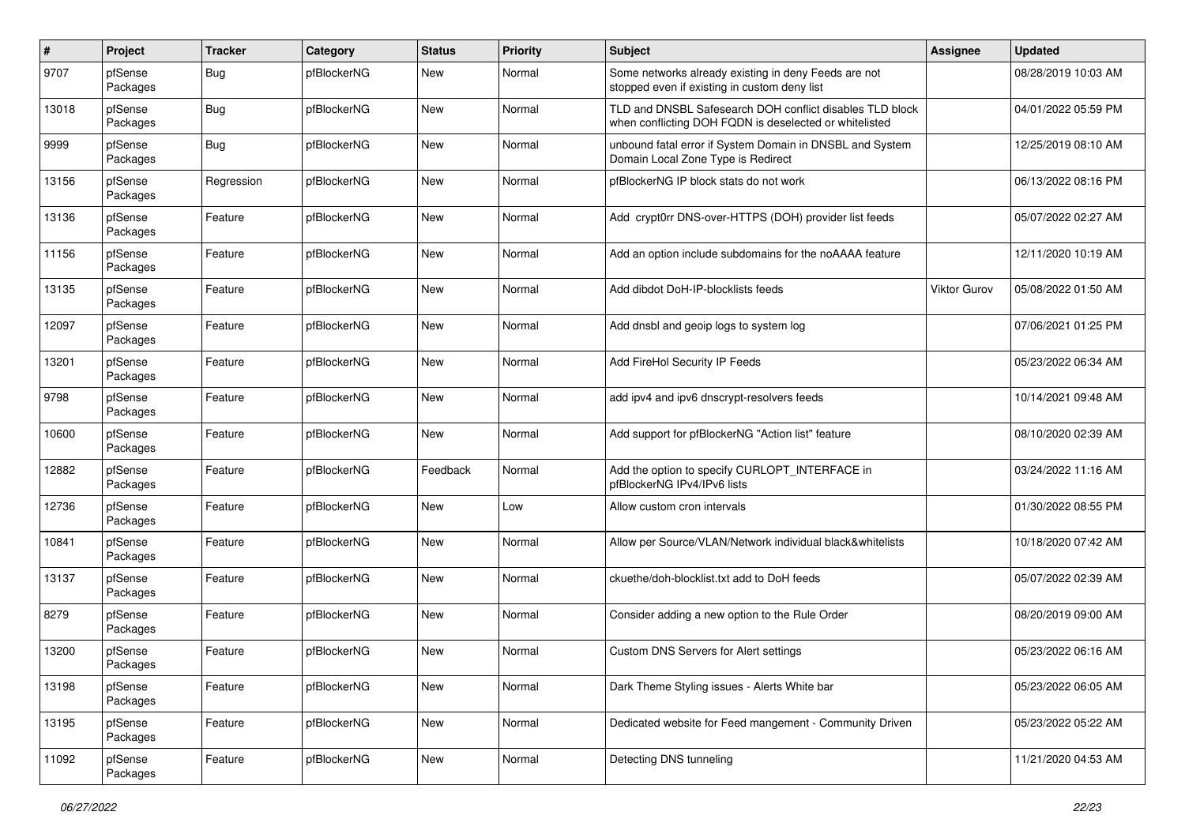| # | Project | Tracker | Category | Status | Priority | Subject | Assignee | Updated |
|---|---|---|---|---|---|---|---|---|
| 9707 | pfSense Packages | Bug | pfBlockerNG | New | Normal | Some networks already existing in deny Feeds are not stopped even if existing in custom deny list | | 08/28/2019 10:03 AM |
| 13018 | pfSense Packages | Bug | pfBlockerNG | New | Normal | TLD and DNSBL Safesearch DOH conflict disables TLD block when conflicting DOH FQDN is deselected or whitelisted | | 04/01/2022 05:59 PM |
| 9999 | pfSense Packages | Bug | pfBlockerNG | New | Normal | unbound fatal error if System Domain in DNSBL and System Domain Local Zone Type is Redirect | | 12/25/2019 08:10 AM |
| 13156 | pfSense Packages | Regression | pfBlockerNG | New | Normal | pfBlockerNG IP block stats do not work | | 06/13/2022 08:16 PM |
| 13136 | pfSense Packages | Feature | pfBlockerNG | New | Normal | Add crypt0rr DNS-over-HTTPS (DOH) provider list feeds | | 05/07/2022 02:27 AM |
| 11156 | pfSense Packages | Feature | pfBlockerNG | New | Normal | Add an option include subdomains for the noAAAA feature | | 12/11/2020 10:19 AM |
| 13135 | pfSense Packages | Feature | pfBlockerNG | New | Normal | Add dibdot DoH-IP-blocklists feeds | Viktor Gurov | 05/08/2022 01:50 AM |
| 12097 | pfSense Packages | Feature | pfBlockerNG | New | Normal | Add dnsbl and geoip logs to system log | | 07/06/2021 01:25 PM |
| 13201 | pfSense Packages | Feature | pfBlockerNG | New | Normal | Add FireHol Security IP Feeds | | 05/23/2022 06:34 AM |
| 9798 | pfSense Packages | Feature | pfBlockerNG | New | Normal | add ipv4 and ipv6 dnscrypt-resolvers feeds | | 10/14/2021 09:48 AM |
| 10600 | pfSense Packages | Feature | pfBlockerNG | New | Normal | Add support for pfBlockerNG "Action list" feature | | 08/10/2020 02:39 AM |
| 12882 | pfSense Packages | Feature | pfBlockerNG | Feedback | Normal | Add the option to specify CURLOPT_INTERFACE in pfBlockerNG IPv4/IPv6 lists | | 03/24/2022 11:16 AM |
| 12736 | pfSense Packages | Feature | pfBlockerNG | New | Low | Allow custom cron intervals | | 01/30/2022 08:55 PM |
| 10841 | pfSense Packages | Feature | pfBlockerNG | New | Normal | Allow per Source/VLAN/Network individual black&whitelists | | 10/18/2020 07:42 AM |
| 13137 | pfSense Packages | Feature | pfBlockerNG | New | Normal | ckuethe/doh-blocklist.txt add to DoH feeds | | 05/07/2022 02:39 AM |
| 8279 | pfSense Packages | Feature | pfBlockerNG | New | Normal | Consider adding a new option to the Rule Order | | 08/20/2019 09:00 AM |
| 13200 | pfSense Packages | Feature | pfBlockerNG | New | Normal | Custom DNS Servers for Alert settings | | 05/23/2022 06:16 AM |
| 13198 | pfSense Packages | Feature | pfBlockerNG | New | Normal | Dark Theme Styling issues - Alerts White bar | | 05/23/2022 06:05 AM |
| 13195 | pfSense Packages | Feature | pfBlockerNG | New | Normal | Dedicated website for Feed mangement - Community Driven | | 05/23/2022 05:22 AM |
| 11092 | pfSense Packages | Feature | pfBlockerNG | New | Normal | Detecting DNS tunneling | | 11/21/2020 04:53 AM |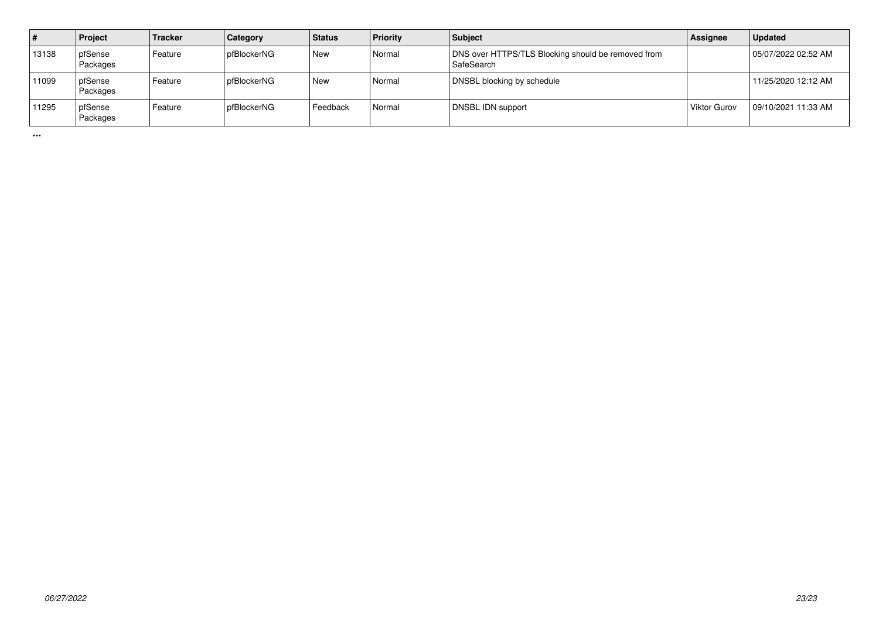| # | Project | Tracker | Category | Status | Priority | Subject | Assignee | Updated |
|---|---|---|---|---|---|---|---|---|
| 13138 | pfSense Packages | Feature | pfBlockerNG | New | Normal | DNS over HTTPS/TLS Blocking should be removed from SafeSearch | | 05/07/2022 02:52 AM |
| 11099 | pfSense Packages | Feature | pfBlockerNG | New | Normal | DNSBL blocking by schedule | | 11/25/2020 12:12 AM |
| 11295 | pfSense Packages | Feature | pfBlockerNG | Feedback | Normal | DNSBL IDN support | Viktor Gurov | 09/10/2021 11:33 AM |

...